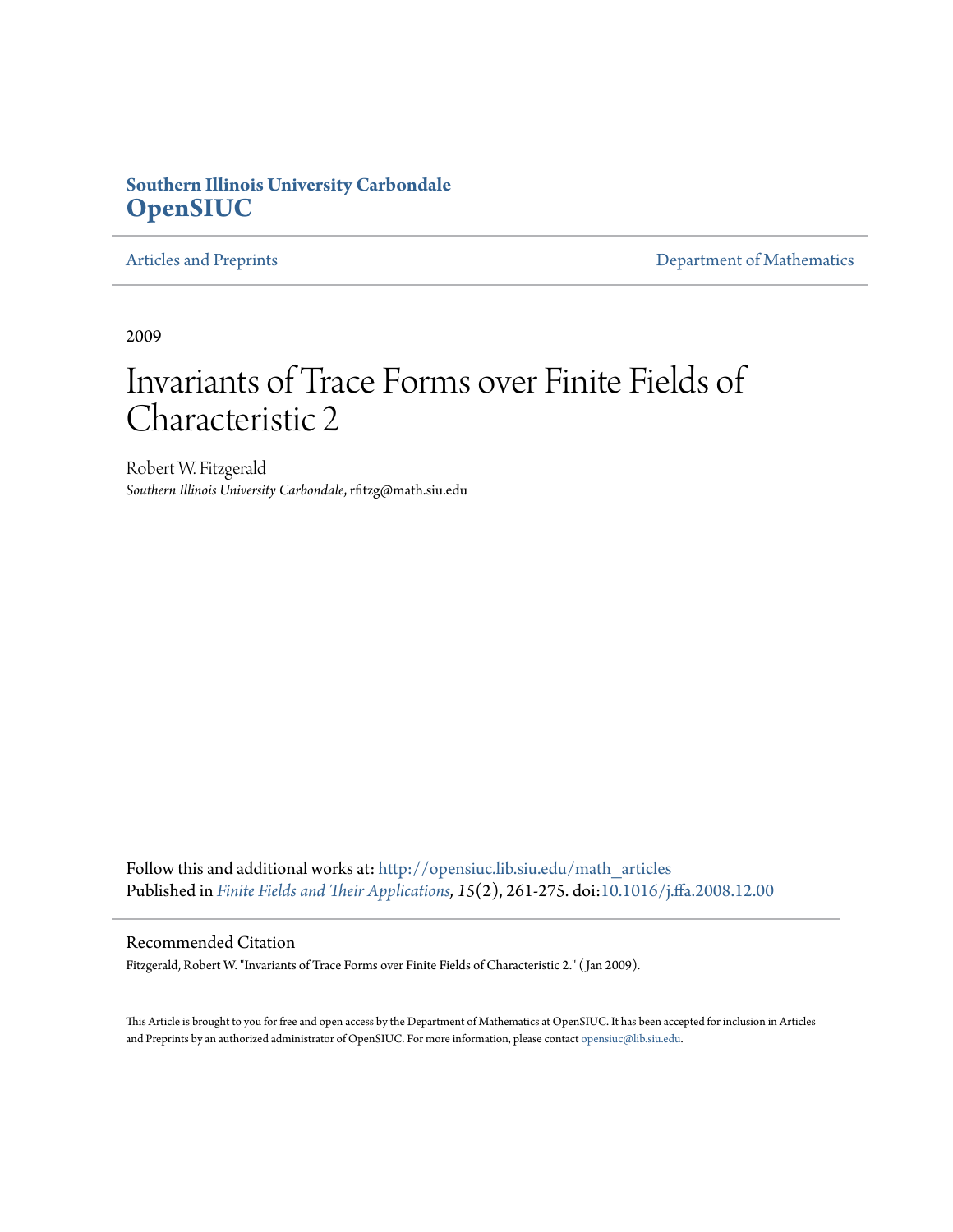**Southern Illinois University Carbondale**
**OpenSIUC**

Articles and Preprints | Department of Mathematics

2009

# Invariants of Trace Forms over Finite Fields of Characteristic 2

Robert W. Fitzgerald
*Southern Illinois University Carbondale*, rfitzg@math.siu.edu

Follow this and additional works at: http://opensiuc.lib.siu.edu/math_articles
Published in *Finite Fields and Their Applications*, *15*(2), 261-275. doi:10.1016/j.ffa.2008.12.00

## Recommended Citation

Fitzgerald, Robert W. "Invariants of Trace Forms over Finite Fields of Characteristic 2." ( Jan 2009).

This Article is brought to you for free and open access by the Department of Mathematics at OpenSIUC. It has been accepted for inclusion in Articles and Preprints by an authorized administrator of OpenSIUC. For more information, please contact opensiuc@lib.siu.edu.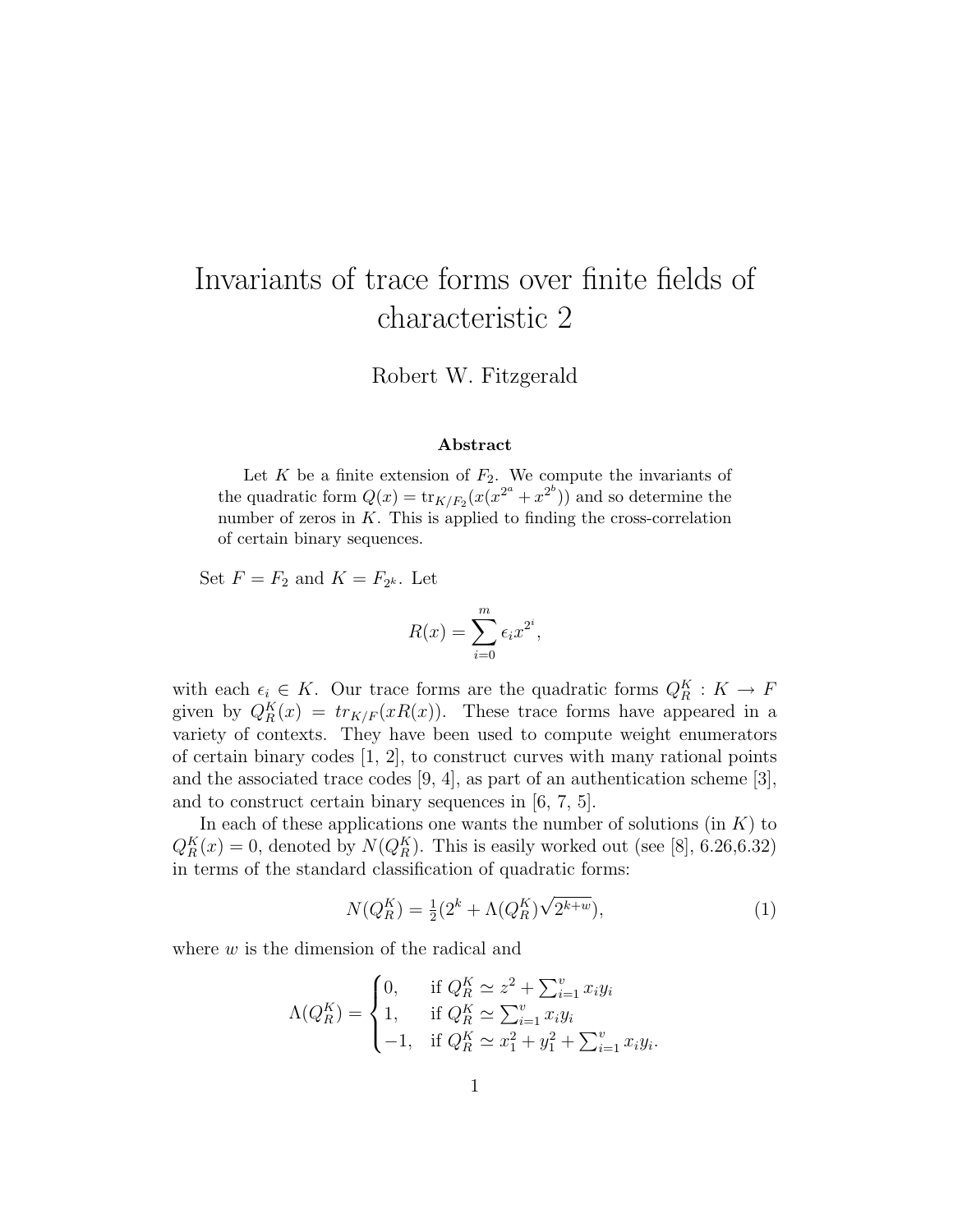# Invariants of trace forms over finite fields of characteristic 2

Robert W. Fitzgerald

**Abstract**

Let $K$ be a finite extension of $F_2$. We compute the invariants of the quadratic form $Q(x) = \mathrm{tr}_{K/F_2}(x(x^{2^a} + x^{2^b}))$ and so determine the number of zeros in $K$. This is applied to finding the cross-correlation of certain binary sequences.

Set $F = F_2$ and $K = F_{2^k}$. Let

$$R(x) = \sum_{i=0}^{m} \epsilon_i x^{2^i},$$

with each $\epsilon_i \in K$. Our trace forms are the quadratic forms $Q_R^K : K \to F$ given by $Q_R^K(x) = tr_{K/F}(xR(x))$. These trace forms have appeared in a variety of contexts. They have been used to compute weight enumerators of certain binary codes [1, 2], to construct curves with many rational points and the associated trace codes [9, 4], as part of an authentication scheme [3], and to construct certain binary sequences in [6, 7, 5].

In each of these applications one wants the number of solutions (in $K$) to $Q_R^K(x) = 0$, denoted by $N(Q_R^K)$. This is easily worked out (see [8], 6.26,6.32) in terms of the standard classification of quadratic forms:

$$N(Q_R^K) = \tfrac{1}{2}(2^k + \Lambda(Q_R^K)\sqrt{2^{k+w}}), \tag{1}$$

where $w$ is the dimension of the radical and

$$\Lambda(Q_R^K) = \begin{cases} 0, & \text{if } Q_R^K \simeq z^2 + \sum_{i=1}^{v} x_i y_i \\ 1, & \text{if } Q_R^K \simeq \sum_{i=1}^{v} x_i y_i \\ -1, & \text{if } Q_R^K \simeq x_1^2 + y_1^2 + \sum_{i=1}^{v} x_i y_i. \end{cases}$$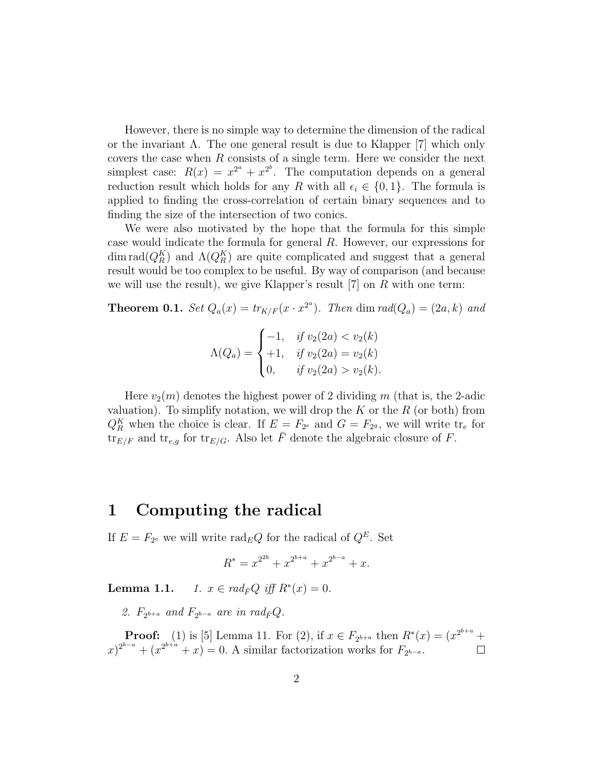However, there is no simple way to determine the dimension of the radical or the invariant $\Lambda$. The one general result is due to Klapper [7] which only covers the case when $R$ consists of a single term. Here we consider the next simplest case: $R(x) = x^{2^a} + x^{2^b}$. The computation depends on a general reduction result which holds for any $R$ with all $\epsilon_i \in \{0, 1\}$. The formula is applied to finding the cross-correlation of certain binary sequences and to finding the size of the intersection of two conics.

We were also motivated by the hope that the formula for this simple case would indicate the formula for general $R$. However, our expressions for $\dim \text{rad}(Q_R^K)$ and $\Lambda(Q_R^K)$ are quite complicated and suggest that a general result would be too complex to be useful. By way of comparison (and because we will use the result), we give Klapper's result [7] on $R$ with one term:

**Theorem 0.1.** *Set $Q_a(x) = tr_{K/F}(x \cdot x^{2^a})$. Then $\dim rad(Q_a) = (2a, k)$ and*

$$\Lambda(Q_a) = \begin{cases} -1, & \text{if } v_2(2a) < v_2(k) \\ +1, & \text{if } v_2(2a) = v_2(k) \\ 0, & \text{if } v_2(2a) > v_2(k). \end{cases}$$

Here $v_2(m)$ denotes the highest power of 2 dividing $m$ (that is, the 2-adic valuation). To simplify notation, we will drop the $K$ or the $R$ (or both) from $Q_R^K$ when the choice is clear. If $E = F_{2^e}$ and $G = F_{2^g}$, we will write $\text{tr}_e$ for $\text{tr}_{E/F}$ and $\text{tr}_{e,g}$ for $\text{tr}_{E/G}$. Also let $\bar{F}$ denote the algebraic closure of $F$.

# 1 Computing the radical

If $E = F_{2^e}$ we will write $\text{rad}_E Q$ for the radical of $Q^E$. Set

$$R^* = x^{2^{2b}} + x^{2^{b+a}} + x^{2^{b-a}} + x.$$

**Lemma 1.1.** *1. $x \in rad_{\bar{F}} Q$ iff $R^*(x) = 0$.*

*2. $F_{2^{b+a}}$ and $F_{2^{b-a}}$ are in $rad_{\bar{F}} Q$.*

**Proof:** (1) is [5] Lemma 11. For (2), if $x \in F_{2^{b+a}}$ then $R^*(x) = (x^{2^{b+a}} + x)^{2^{b-a}} + (x^{2^{b+a}} + x) = 0$. A similar factorization works for $F_{2^{b-a}}$. $\square$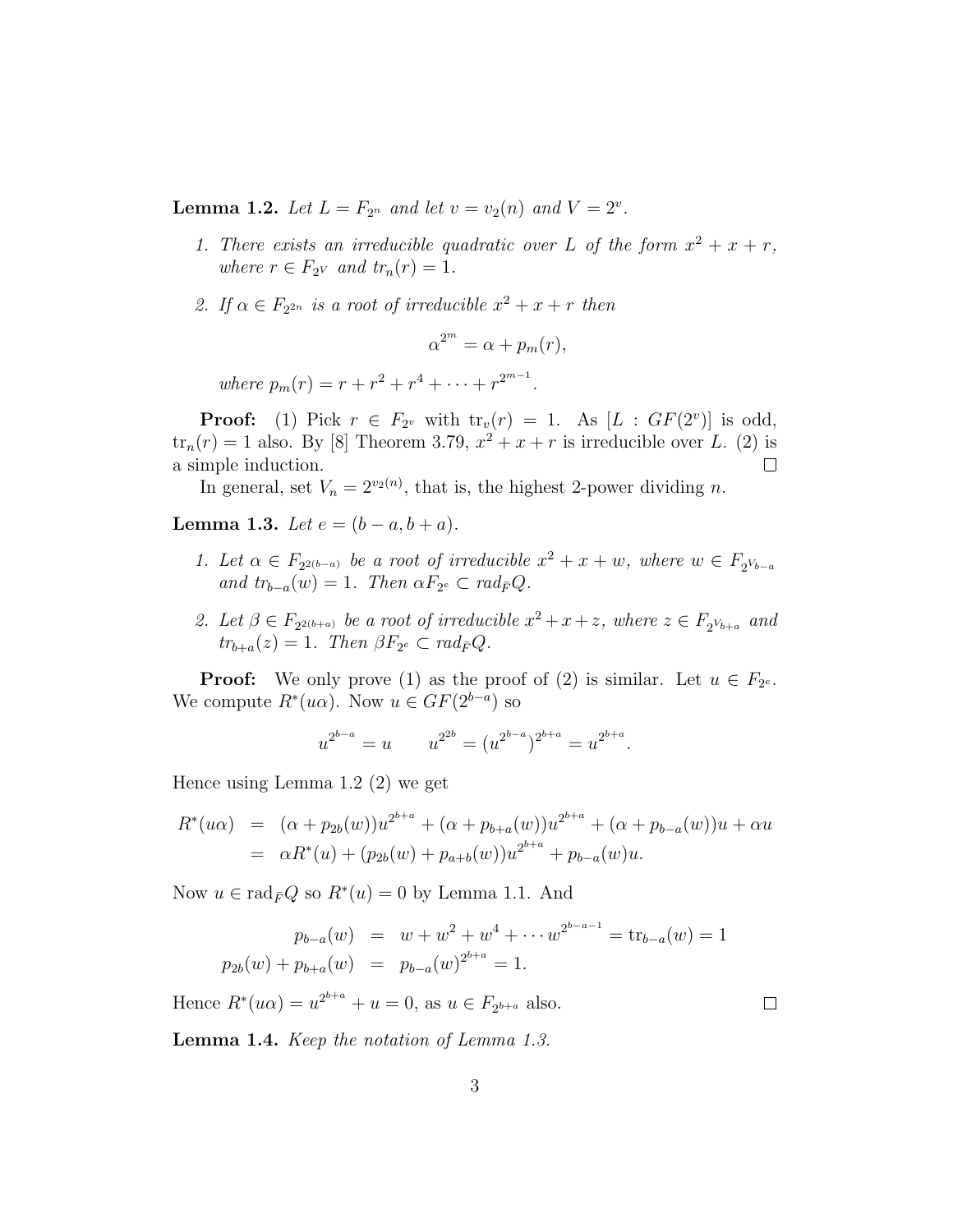**Lemma 1.2.** *Let $L = F_{2^n}$ and let $v = v_2(n)$ and $V = 2^v$.*

1. *There exists an irreducible quadratic over $L$ of the form $x^2 + x + r$, where $r \in F_{2^V}$ and $tr_n(r) = 1$.*

2. *If $\alpha \in F_{2^{2n}}$ is a root of irreducible $x^2 + x + r$ then*

$$\alpha^{2^m} = \alpha + p_m(r),$$

*where $p_m(r) = r + r^2 + r^4 + \cdots + r^{2^{m-1}}$.*

**Proof:** (1) Pick $r \in F_{2^v}$ with $\mathrm{tr}_v(r) = 1$. As $[L : GF(2^v)]$ is odd, $\mathrm{tr}_n(r) = 1$ also. By [8] Theorem 3.79, $x^2 + x + r$ is irreducible over $L$. (2) is a simple induction. □

In general, set $V_n = 2^{v_2(n)}$, that is, the highest 2-power dividing $n$.

**Lemma 1.3.** *Let $e = (b - a, b + a)$.*

1. *Let $\alpha \in F_{2^{2(b-a)}}$ be a root of irreducible $x^2 + x + w$, where $w \in F_{2^{V_{b-a}}}$ and $tr_{b-a}(w) = 1$. Then $\alpha F_{2^e} \subset rad_{\bar{F}} Q$.*

2. *Let $\beta \in F_{2^{2(b+a)}}$ be a root of irreducible $x^2 + x + z$, where $z \in F_{2^{V_{b+a}}}$ and $tr_{b+a}(z) = 1$. Then $\beta F_{2^e} \subset rad_{\bar{F}} Q$.*

**Proof:** We only prove (1) as the proof of (2) is similar. Let $u \in F_{2^e}$. We compute $R^*(u\alpha)$. Now $u \in GF(2^{b-a})$ so

$$u^{2^{b-a}} = u \qquad u^{2^{2b}} = (u^{2^{b-a}})^{2^{b+a}} = u^{2^{b+a}}.$$

Hence using Lemma 1.2 (2) we get

$$\begin{aligned} R^*(u\alpha) &= (\alpha + p_{2b}(w))u^{2^{b+a}} + (\alpha + p_{b+a}(w))u^{2^{b+a}} + (\alpha + p_{b-a}(w))u + \alpha u \\ &= \alpha R^*(u) + (p_{2b}(w) + p_{a+b}(w))u^{2^{b+a}} + p_{b-a}(w)u. \end{aligned}$$

Now $u \in \mathrm{rad}_{\bar{F}} Q$ so $R^*(u) = 0$ by Lemma 1.1. And

$$\begin{aligned} p_{b-a}(w) &= w + w^2 + w^4 + \cdots w^{2^{b-a-1}} = \mathrm{tr}_{b-a}(w) = 1 \\ p_{2b}(w) + p_{b+a}(w) &= p_{b-a}(w)^{2^{b+a}} = 1. \end{aligned}$$

Hence $R^*(u\alpha) = u^{2^{b+a}} + u = 0$, as $u \in F_{2^{b+a}}$ also. □

**Lemma 1.4.** *Keep the notation of Lemma 1.3.*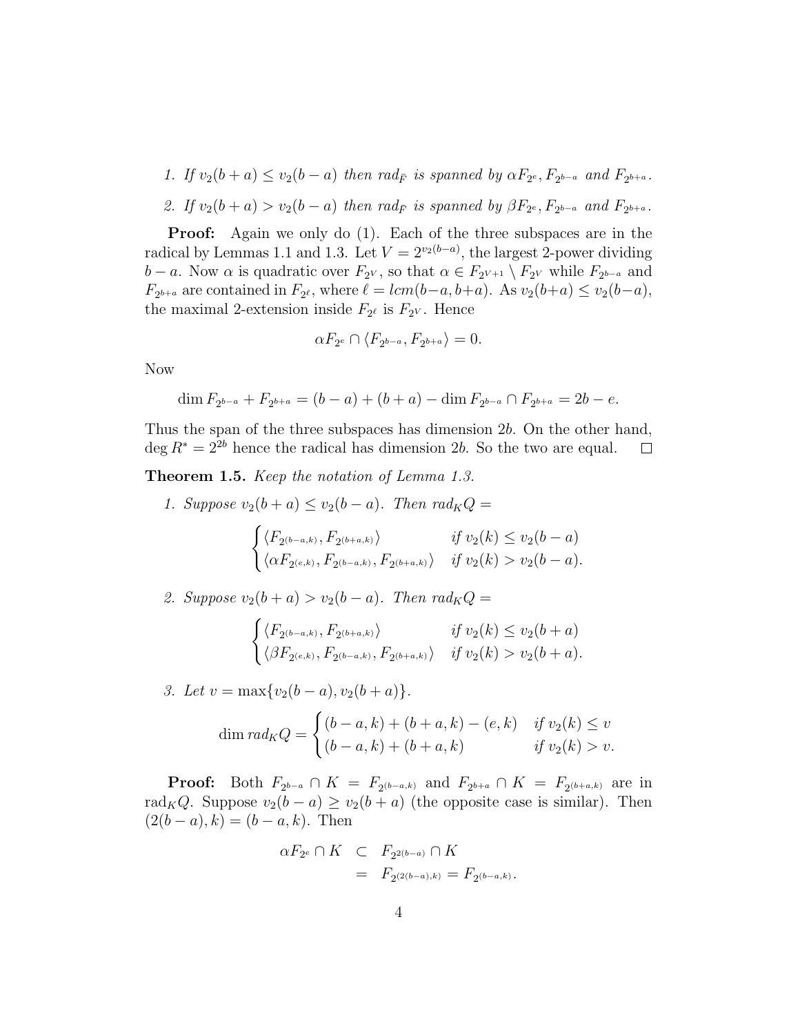1. *If $v_2(b+a) \le v_2(b-a)$ then $rad_{\bar{F}}$ is spanned by $\alpha F_{2^e}, F_{2^{b-a}}$ and $F_{2^{b+a}}$.*

2. *If $v_2(b+a) > v_2(b-a)$ then $rad_{\bar{F}}$ is spanned by $\beta F_{2^e}, F_{2^{b-a}}$ and $F_{2^{b+a}}$.*

**Proof:** Again we only do (1). Each of the three subspaces are in the radical by Lemmas 1.1 and 1.3. Let $V = 2^{v_2(b-a)}$, the largest 2-power dividing $b-a$. Now $\alpha$ is quadratic over $F_{2^V}$, so that $\alpha \in F_{2^{V+1}} \setminus F_{2^V}$ while $F_{2^{b-a}}$ and $F_{2^{b+a}}$ are contained in $F_{2^\ell}$, where $\ell = lcm(b-a, b+a)$. As $v_2(b+a) \le v_2(b-a)$, the maximal 2-extension inside $F_{2^\ell}$ is $F_{2^V}$. Hence

$$\alpha F_{2^e} \cap \langle F_{2^{b-a}}, F_{2^{b+a}} \rangle = 0.$$

Now

$$\dim F_{2^{b-a}} + F_{2^{b+a}} = (b-a) + (b+a) - \dim F_{2^{b-a}} \cap F_{2^{b+a}} = 2b - e.$$

Thus the span of the three subspaces has dimension $2b$. On the other hand, $\deg R^* = 2^{2b}$ hence the radical has dimension $2b$. So the two are equal. $\square$

**Theorem 1.5.** *Keep the notation of Lemma 1.3.*

1. *Suppose $v_2(b+a) \le v_2(b-a)$. Then $rad_K Q =$*

$$\begin{cases} \langle F_{2^{(b-a,k)}}, F_{2^{(b+a,k)}} \rangle & \text{if } v_2(k) \le v_2(b-a) \\ \langle \alpha F_{2^{(e,k)}}, F_{2^{(b-a,k)}}, F_{2^{(b+a,k)}} \rangle & \text{if } v_2(k) > v_2(b-a). \end{cases}$$

2. *Suppose $v_2(b+a) > v_2(b-a)$. Then $rad_K Q =$*

$$\begin{cases} \langle F_{2^{(b-a,k)}}, F_{2^{(b+a,k)}} \rangle & \text{if } v_2(k) \le v_2(b+a) \\ \langle \beta F_{2^{(e,k)}}, F_{2^{(b-a,k)}}, F_{2^{(b+a,k)}} \rangle & \text{if } v_2(k) > v_2(b+a). \end{cases}$$

3. *Let $v = \max\{v_2(b-a), v_2(b+a)\}$.*

$$\dim rad_K Q = \begin{cases} (b-a,k) + (b+a,k) - (e,k) & \text{if } v_2(k) \le v \\ (b-a,k) + (b+a,k) & \text{if } v_2(k) > v. \end{cases}$$

**Proof:** Both $F_{2^{b-a}} \cap K = F_{2^{(b-a,k)}}$ and $F_{2^{b+a}} \cap K = F_{2^{(b+a,k)}}$ are in $\text{rad}_K Q$. Suppose $v_2(b-a) \ge v_2(b+a)$ (the opposite case is similar). Then $(2(b-a), k) = (b-a, k)$. Then

$$\begin{aligned} \alpha F_{2^e} \cap K &\subset F_{2^{2(b-a)}} \cap K \\ &= F_{2^{(2(b-a),k)}} = F_{2^{(b-a,k)}}. \end{aligned}$$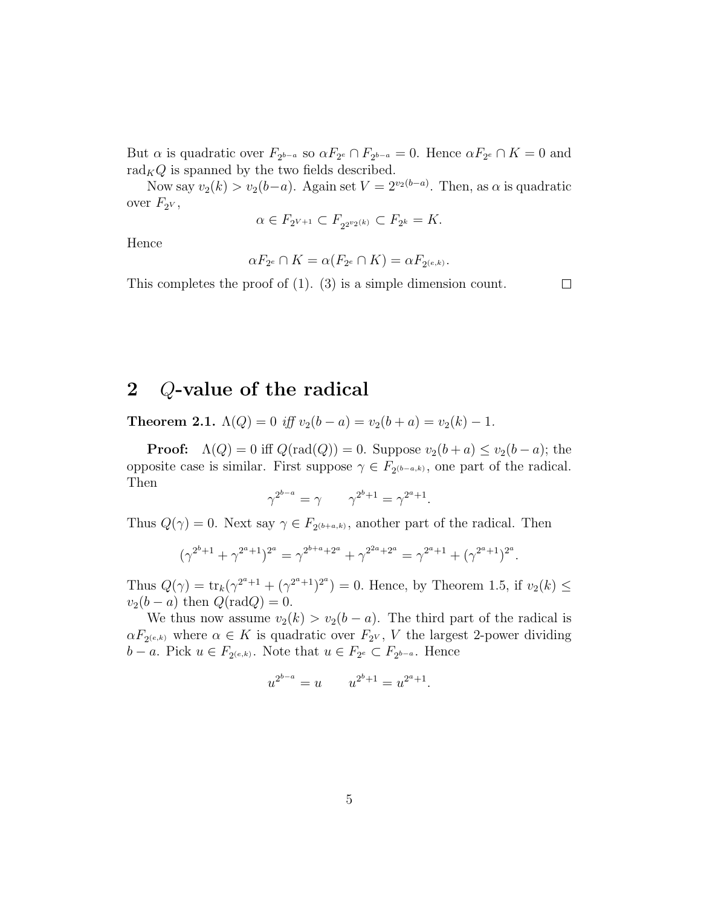But $\alpha$ is quadratic over $F_{2^{b-a}}$ so $\alpha F_{2^e} \cap F_{2^{b-a}} = 0$. Hence $\alpha F_{2^e} \cap K = 0$ and $\mathrm{rad}_K Q$ is spanned by the two fields described.

Now say $v_2(k) > v_2(b-a)$. Again set $V = 2^{v_2(b-a)}$. Then, as $\alpha$ is quadratic over $F_{2^V}$,

$$\alpha \in F_{2^{V+1}} \subset F_{2^{2^{v_2(k)}}} \subset F_{2^k} = K.$$

Hence

$$\alpha F_{2^e} \cap K = \alpha(F_{2^e} \cap K) = \alpha F_{2^{(e,k)}}.$$

This completes the proof of (1). (3) is a simple dimension count. □

## 2 $Q$-value of the radical

**Theorem 2.1.** *$\Lambda(Q) = 0$ iff $v_2(b-a) = v_2(b+a) = v_2(k) - 1$.*

**Proof:** $\Lambda(Q) = 0$ iff $Q(\mathrm{rad}(Q)) = 0$. Suppose $v_2(b+a) \leq v_2(b-a)$; the opposite case is similar. First suppose $\gamma \in F_{2^{(b-a,k)}}$, one part of the radical. Then

$$\gamma^{2^{b-a}} = \gamma \qquad \gamma^{2^b+1} = \gamma^{2^a+1}.$$

Thus $Q(\gamma) = 0$. Next say $\gamma \in F_{2^{(b+a,k)}}$, another part of the radical. Then

$$(\gamma^{2^b+1} + \gamma^{2^a+1})^{2^a} = \gamma^{2^{b+a}+2^a} + \gamma^{2^{2a}+2^a} = \gamma^{2^a+1} + (\gamma^{2^a+1})^{2^a}.$$

Thus $Q(\gamma) = \mathrm{tr}_k(\gamma^{2^a+1} + (\gamma^{2^a+1})^{2^a}) = 0$. Hence, by Theorem 1.5, if $v_2(k) \leq v_2(b-a)$ then $Q(\mathrm{rad}Q) = 0$.

We thus now assume $v_2(k) > v_2(b-a)$. The third part of the radical is $\alpha F_{2^{(e,k)}}$ where $\alpha \in K$ is quadratic over $F_{2^V}$, $V$ the largest 2-power dividing $b-a$. Pick $u \in F_{2^{(e,k)}}$. Note that $u \in F_{2^e} \subset F_{2^{b-a}}$. Hence

$$u^{2^{b-a}} = u \qquad u^{2^b+1} = u^{2^a+1}.$$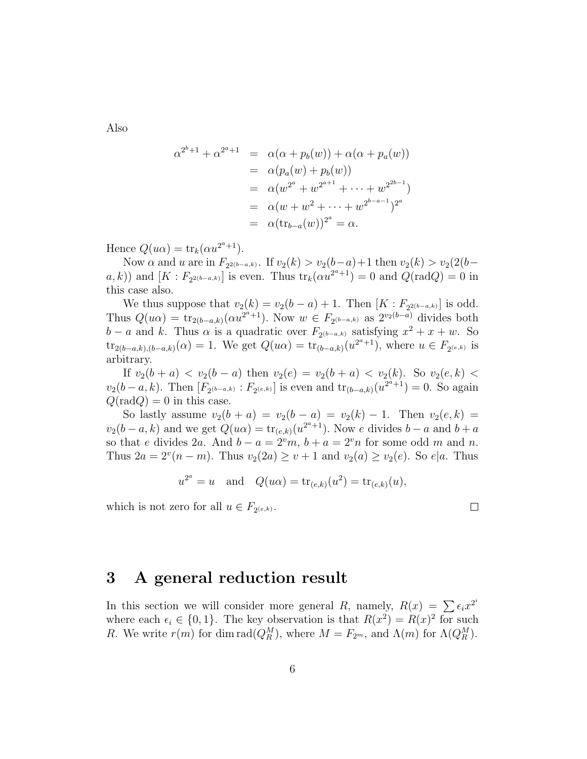Also

$$\begin{aligned}
\alpha^{2^b+1} + \alpha^{2^a+1} &= \alpha(\alpha + p_b(w)) + \alpha(\alpha + p_a(w)) \\
&= \alpha(p_a(w) + p_b(w)) \\
&= \alpha(w^{2^a} + w^{2^{a+1}} + \cdots + w^{2^{2b-1}}) \\
&= \alpha(w + w^2 + \cdots + w^{2^{b-a-1}})^{2^a} \\
&= \alpha(\mathrm{tr}_{b-a}(w))^{2^a} = \alpha.
\end{aligned}$$

Hence $Q(u\alpha) = \mathrm{tr}_k(\alpha u^{2^a+1})$.

Now $\alpha$ and $u$ are in $F_{2^{2(b-a,k)}}$. If $v_2(k) > v_2(b-a)+1$ then $v_2(k) > v_2(2(b-a,k))$ and $[K : F_{2^{2(b-a,k)}}]$ is even. Thus $\mathrm{tr}_k(\alpha u^{2^a+1}) = 0$ and $Q(\mathrm{rad}Q) = 0$ in this case also.

We thus suppose that $v_2(k) = v_2(b-a) + 1$. Then $[K : F_{2^{2(b-a,k)}}]$ is odd. Thus $Q(u\alpha) = \mathrm{tr}_{2(b-a,k)}(\alpha u^{2^a+1})$. Now $w \in F_{2^{(b-a,k)}}$ as $2^{v_2(b-a)}$ divides both $b-a$ and $k$. Thus $\alpha$ is a quadratic over $F_{2^{(b-a,k)}}$ satisfying $x^2 + x + w$. So $\mathrm{tr}_{2(b-a,k),(b-a,k)}(\alpha) = 1$. We get $Q(u\alpha) = \mathrm{tr}_{(b-a,k)}(u^{2^a+1})$, where $u \in F_{2^{(e,k)}}$ is arbitrary.

If $v_2(b+a) < v_2(b-a)$ then $v_2(e) = v_2(b+a) < v_2(k)$. So $v_2(e,k) < v_2(b-a,k)$. Then $[F_{2^{(b-a,k)}} : F_{2^{(e,k)}}]$ is even and $\mathrm{tr}_{(b-a,k)}(u^{2^a+1}) = 0$. So again $Q(\mathrm{rad}Q) = 0$ in this case.

So lastly assume $v_2(b+a) = v_2(b-a) = v_2(k) - 1$. Then $v_2(e,k) = v_2(b-a,k)$ and we get $Q(u\alpha) = \mathrm{tr}_{(e,k)}(u^{2^a+1})$. Now $e$ divides $b-a$ and $b+a$ so that $e$ divides $2a$. And $b-a = 2^v m$, $b+a = 2^v n$ for some odd $m$ and $n$. Thus $2a = 2^v(n-m)$. Thus $v_2(2a) \geq v+1$ and $v_2(a) \geq v_2(e)$. So $e|a$. Thus

$$u^{2^a} = u \quad \text{and} \quad Q(u\alpha) = \mathrm{tr}_{(e,k)}(u^2) = \mathrm{tr}_{(e,k)}(u),$$

which is not zero for all $u \in F_{2^{(e,k)}}$. $\square$

## 3 A general reduction result

In this section we will consider more general $R$, namely, $R(x) = \sum \epsilon_i x^{2^i}$ where each $\epsilon_i \in \{0, 1\}$. The key observation is that $R(x^2) = R(x)^2$ for such $R$. We write $r(m)$ for $\dim \mathrm{rad}(Q_R^M)$, where $M = F_{2^m}$, and $\Lambda(m)$ for $\Lambda(Q_R^M)$.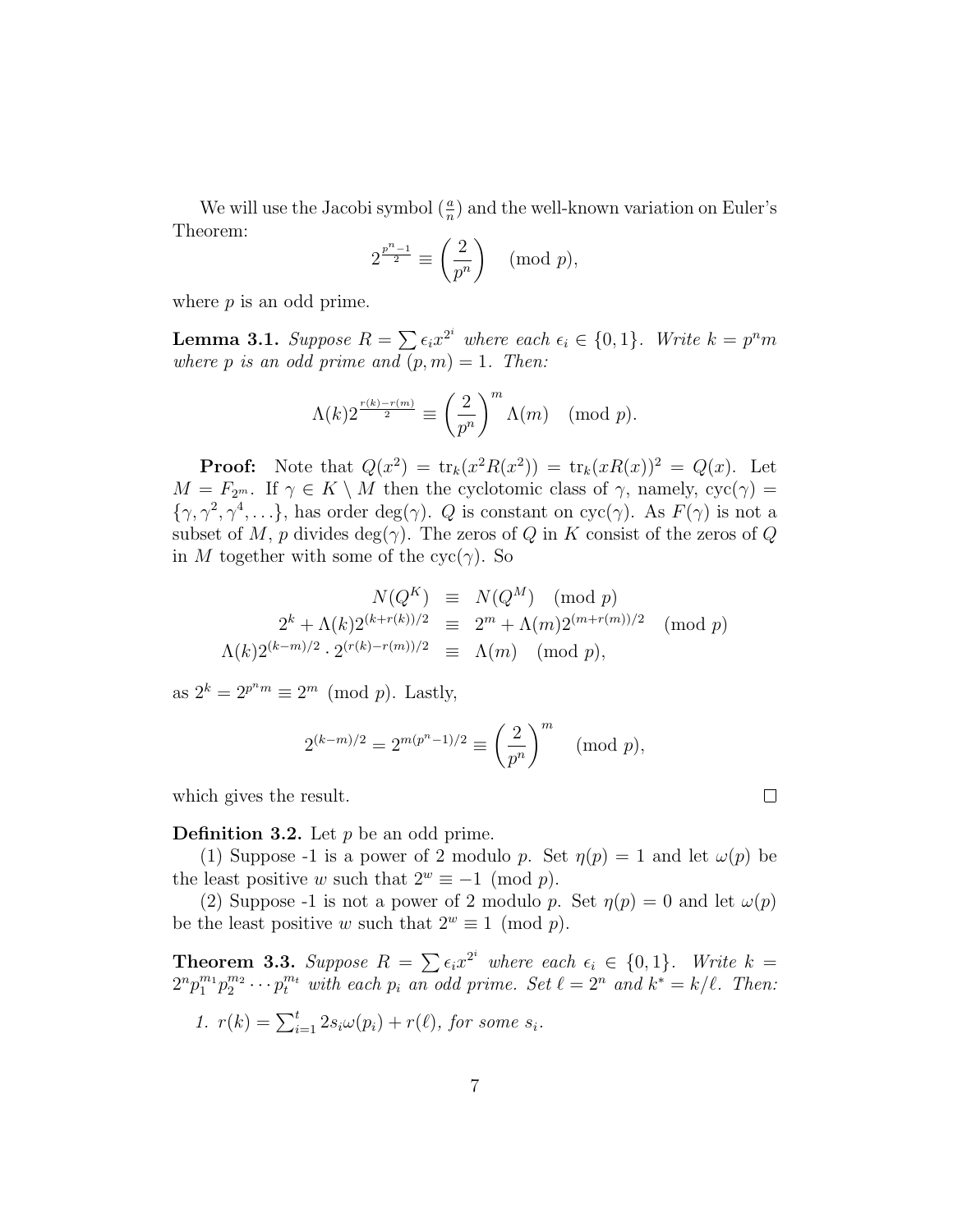We will use the Jacobi symbol $(\frac{a}{n})$ and the well-known variation on Euler's Theorem:

$$2^{\frac{p^n-1}{2}} \equiv \left(\frac{2}{p^n}\right) \pmod{p},$$

where $p$ is an odd prime.

**Lemma 3.1.** *Suppose $R = \sum \epsilon_i x^{2^i}$ where each $\epsilon_i \in \{0, 1\}$. Write $k = p^n m$ where $p$ is an odd prime and $(p, m) = 1$. Then:*

$$\Lambda(k) 2^{\frac{r(k)-r(m)}{2}} \equiv \left(\frac{2}{p^n}\right)^m \Lambda(m) \pmod{p}.$$

**Proof:** Note that $Q(x^2) = \mathrm{tr}_k(x^2 R(x^2)) = \mathrm{tr}_k(xR(x))^2 = Q(x)$. Let $M = F_{2^m}$. If $\gamma \in K \setminus M$ then the cyclotomic class of $\gamma$, namely, $\mathrm{cyc}(\gamma) = \{\gamma, \gamma^2, \gamma^4, \ldots\}$, has order $\deg(\gamma)$. $Q$ is constant on $\mathrm{cyc}(\gamma)$. As $F(\gamma)$ is not a subset of $M$, $p$ divides $\deg(\gamma)$. The zeros of $Q$ in $K$ consist of the zeros of $Q$ in $M$ together with some of the $\mathrm{cyc}(\gamma)$. So

$$\begin{aligned}
N(Q^K) &\equiv N(Q^M) \pmod{p} \\
2^k + \Lambda(k) 2^{(k+r(k))/2} &\equiv 2^m + \Lambda(m) 2^{(m+r(m))/2} \pmod{p} \\
\Lambda(k) 2^{(k-m)/2} \cdot 2^{(r(k)-r(m))/2} &\equiv \Lambda(m) \pmod{p},
\end{aligned}$$

as $2^k = 2^{p^n m} \equiv 2^m \pmod{p}$. Lastly,

$$2^{(k-m)/2} = 2^{m(p^n-1)/2} \equiv \left(\frac{2}{p^n}\right)^m \pmod{p},$$

which gives the result. □

**Definition 3.2.** Let $p$ be an odd prime.

(1) Suppose -1 is a power of 2 modulo $p$. Set $\eta(p) = 1$ and let $\omega(p)$ be the least positive $w$ such that $2^w \equiv -1 \pmod{p}$.

(2) Suppose -1 is not a power of 2 modulo $p$. Set $\eta(p) = 0$ and let $\omega(p)$ be the least positive $w$ such that $2^w \equiv 1 \pmod{p}$.

**Theorem 3.3.** *Suppose $R = \sum \epsilon_i x^{2^i}$ where each $\epsilon_i \in \{0, 1\}$. Write $k = 2^n p_1^{m_1} p_2^{m_2} \cdots p_t^{m_t}$ with each $p_i$ an odd prime. Set $\ell = 2^n$ and $k^* = k/\ell$. Then:*

1. *$r(k) = \sum_{i=1}^{t} 2 s_i \omega(p_i) + r(\ell)$, for some $s_i$.*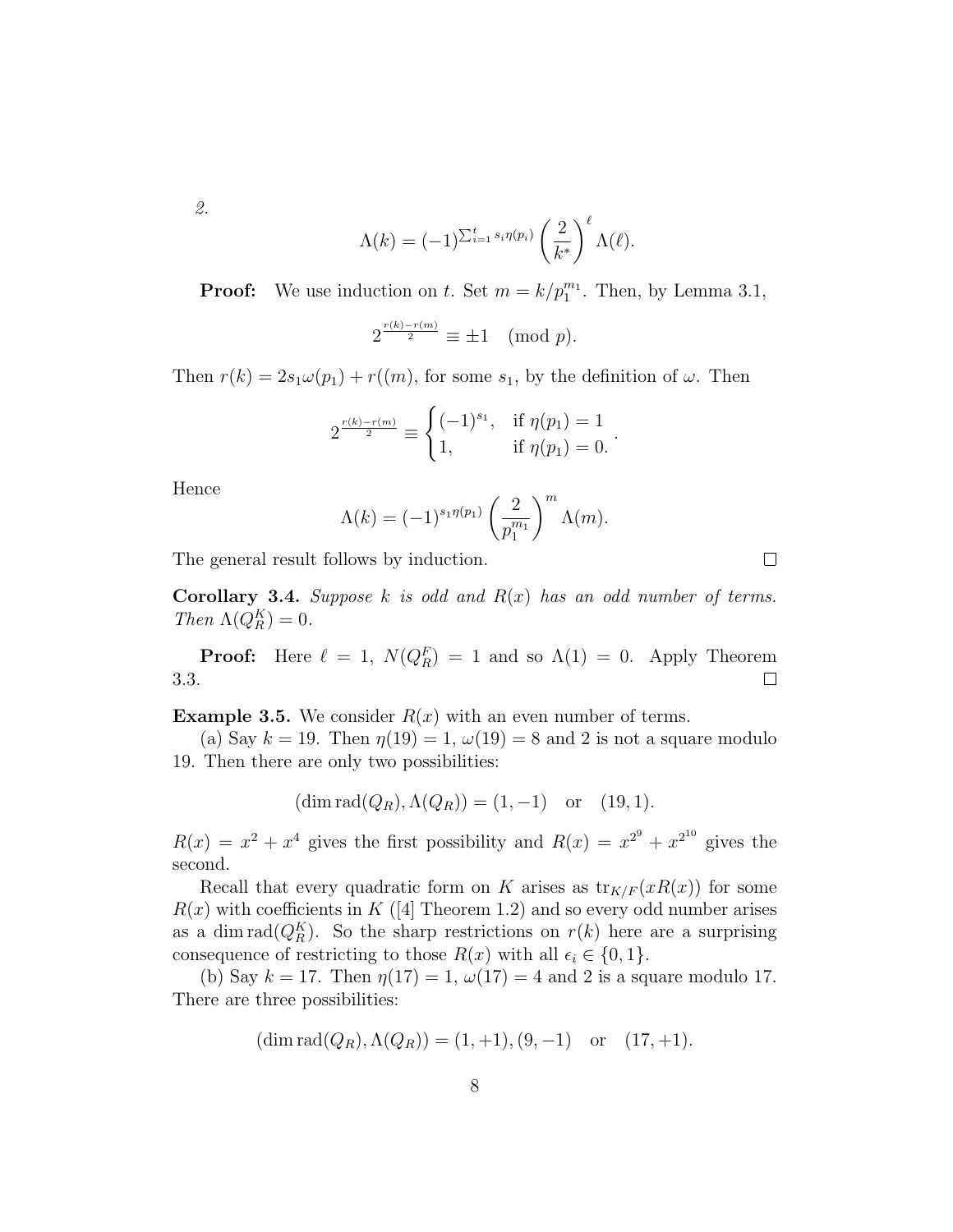*2.*

$$\Lambda(k) = (-1)^{\sum_{i=1}^{t} s_i \eta(p_i)} \left(\frac{2}{k^*}\right)^{\ell} \Lambda(\ell).$$

**Proof:** We use induction on $t$. Set $m = k/p_1^{m_1}$. Then, by Lemma 3.1,

$$2^{\frac{r(k)-r(m)}{2}} \equiv \pm 1 \pmod{p}.$$

Then $r(k) = 2s_1\omega(p_1) + r((m)$, for some $s_1$, by the definition of $\omega$. Then

$$2^{\frac{r(k)-r(m)}{2}} \equiv \begin{cases} (-1)^{s_1}, & \text{if } \eta(p_1) = 1 \\ 1, & \text{if } \eta(p_1) = 0. \end{cases}.$$

Hence

$$\Lambda(k) = (-1)^{s_1 \eta(p_1)} \left(\frac{2}{p_1^{m_1}}\right)^m \Lambda(m).$$

The general result follows by induction. $\square$

**Corollary 3.4.** *Suppose $k$ is odd and $R(x)$ has an odd number of terms. Then $\Lambda(Q_R^K) = 0$.*

**Proof:** Here $\ell = 1$, $N(Q_R^F) = 1$ and so $\Lambda(1) = 0$. Apply Theorem 3.3. $\square$

**Example 3.5.** We consider $R(x)$ with an even number of terms.

(a) Say $k = 19$. Then $\eta(19) = 1$, $\omega(19) = 8$ and 2 is not a square modulo 19. Then there are only two possibilities:

$$(\dim \mathrm{rad}(Q_R), \Lambda(Q_R)) = (1, -1) \quad \text{or} \quad (19, 1).$$

$R(x) = x^2 + x^4$ gives the first possibility and $R(x) = x^{2^9} + x^{2^{10}}$ gives the second.

Recall that every quadratic form on $K$ arises as $\mathrm{tr}_{K/F}(xR(x))$ for some $R(x)$ with coefficients in $K$ ([4] Theorem 1.2) and so every odd number arises as a $\dim \mathrm{rad}(Q_R^K)$. So the sharp restrictions on $r(k)$ here are a surprising consequence of restricting to those $R(x)$ with all $\epsilon_i \in \{0, 1\}$.

(b) Say $k = 17$. Then $\eta(17) = 1$, $\omega(17) = 4$ and 2 is a square modulo 17. There are three possibilities:

$$(\dim \mathrm{rad}(Q_R), \Lambda(Q_R)) = (1, +1), (9, -1) \quad \text{or} \quad (17, +1).$$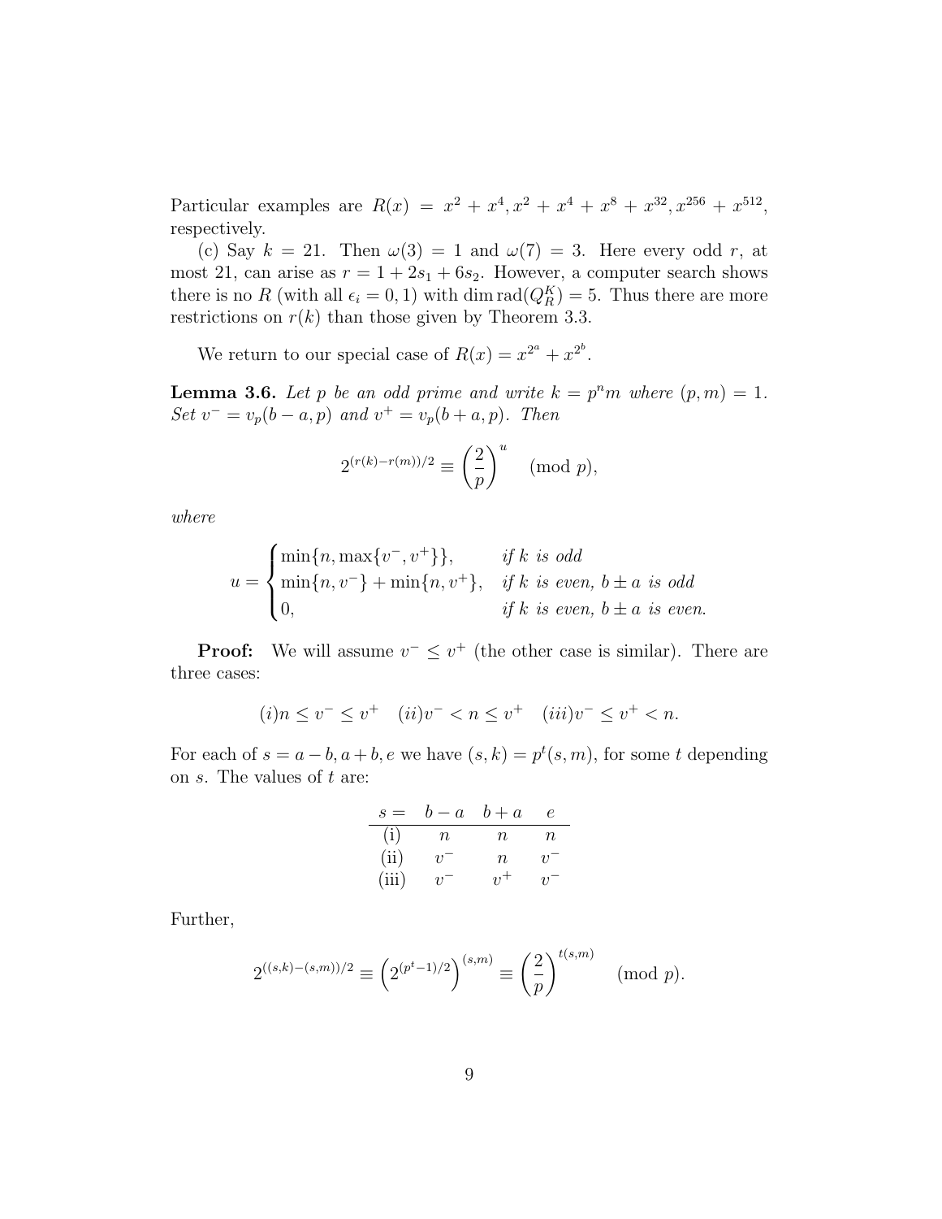Particular examples are $R(x) = x^2 + x^4, x^2 + x^4 + x^8 + x^{32}, x^{256} + x^{512}$, respectively.

(c) Say $k = 21$. Then $\omega(3) = 1$ and $\omega(7) = 3$. Here every odd $r$, at most 21, can arise as $r = 1 + 2s_1 + 6s_2$. However, a computer search shows there is no $R$ (with all $\epsilon_i = 0, 1$) with $\dim \operatorname{rad}(Q_R^K) = 5$. Thus there are more restrictions on $r(k)$ than those given by Theorem 3.3.

We return to our special case of $R(x) = x^{2^a} + x^{2^b}$.

**Lemma 3.6.** *Let $p$ be an odd prime and write $k = p^n m$ where $(p, m) = 1$. Set $v^- = v_p(b - a, p)$ and $v^+ = v_p(b + a, p)$. Then*

$$2^{(r(k)-r(m))/2} \equiv \left(\frac{2}{p}\right)^u \pmod{p},$$

*where*

$$u = \begin{cases} \min\{n, \max\{v^-, v^+\}\}, & \text{if } k \text{ is odd} \\ \min\{n, v^-\} + \min\{n, v^+\}, & \text{if } k \text{ is even, } b \pm a \text{ is odd} \\ 0, & \text{if } k \text{ is even, } b \pm a \text{ is even.} \end{cases}$$

**Proof:** We will assume $v^- \leq v^+$ (the other case is similar). There are three cases:

$$(i) n \leq v^- \leq v^+ \quad (ii) v^- < n \leq v^+ \quad (iii) v^- \leq v^+ < n.$$

For each of $s = a - b, a + b, e$ we have $(s, k) = p^t(s, m)$, for some $t$ depending on $s$. The values of $t$ are:

| $s =$ | $b - a$ | $b + a$ | $e$ |
|---|---|---|---|
| (i) | $n$ | $n$ | $n$ |
| (ii) | $v^-$ | $n$ | $v^-$ |
| (iii) | $v^-$ | $v^+$ | $v^-$ |

Further,

$$2^{((s,k)-(s,m))/2} \equiv \left(2^{(p^t-1)/2}\right)^{(s,m)} \equiv \left(\frac{2}{p}\right)^{t(s,m)} \pmod{p}.$$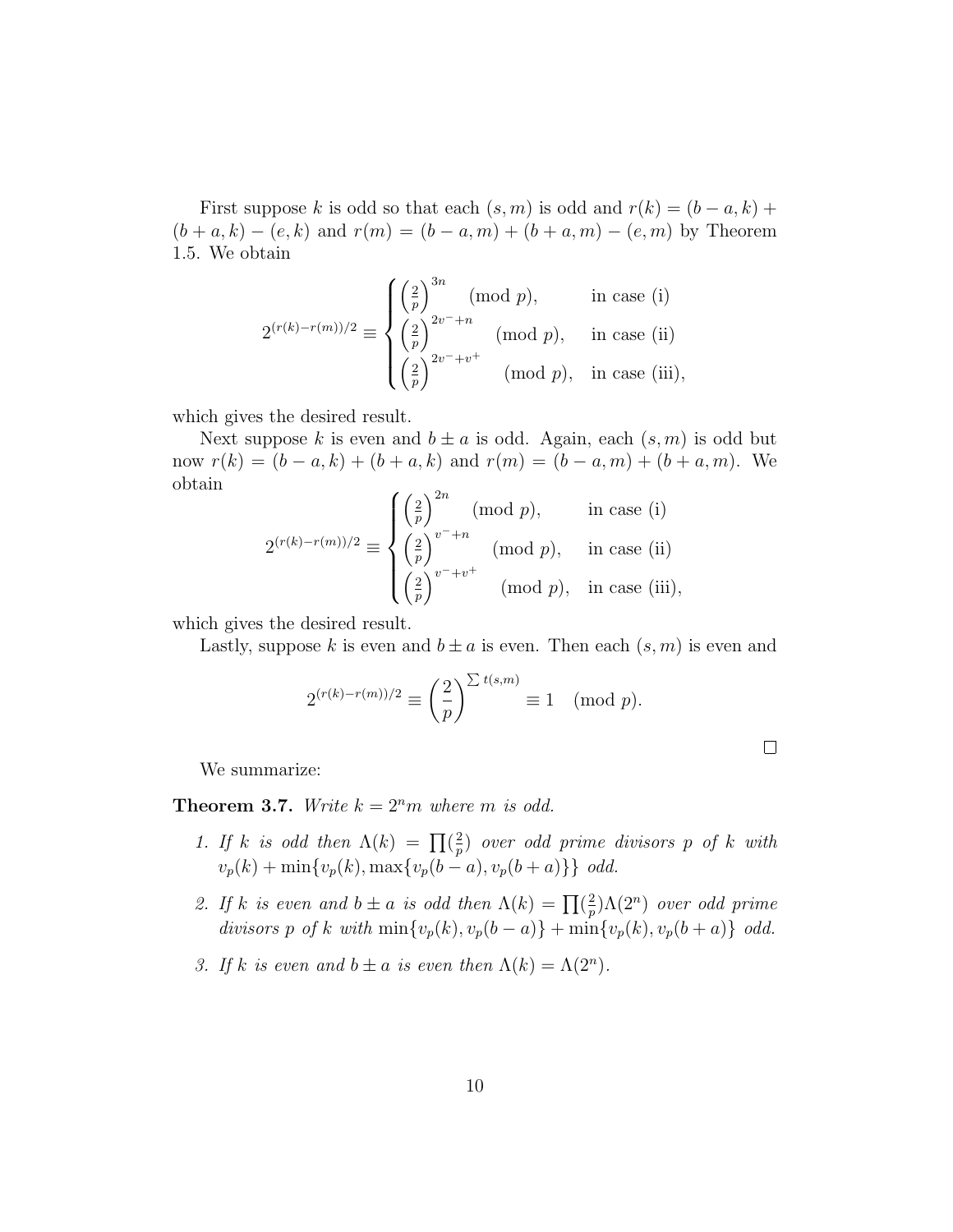First suppose $k$ is odd so that each $(s, m)$ is odd and $r(k) = (b - a, k) + (b + a, k) - (e, k)$ and $r(m) = (b - a, m) + (b + a, m) - (e, m)$ by Theorem 1.5. We obtain

$$2^{(r(k)-r(m))/2} \equiv \begin{cases} \left(\frac{2}{p}\right)^{3n} \pmod p, & \text{in case (i)} \\ \left(\frac{2}{p}\right)^{2v^- + n} \pmod p, & \text{in case (ii)} \\ \left(\frac{2}{p}\right)^{2v^- + v^+} \pmod p, & \text{in case (iii),} \end{cases}$$

which gives the desired result.

Next suppose $k$ is even and $b \pm a$ is odd. Again, each $(s, m)$ is odd but now $r(k) = (b - a, k) + (b + a, k)$ and $r(m) = (b - a, m) + (b + a, m)$. We obtain

$$2^{(r(k)-r(m))/2} \equiv \begin{cases} \left(\frac{2}{p}\right)^{2n} \pmod p, & \text{in case (i)} \\ \left(\frac{2}{p}\right)^{v^- + n} \pmod p, & \text{in case (ii)} \\ \left(\frac{2}{p}\right)^{v^- + v^+} \pmod p, & \text{in case (iii),} \end{cases}$$

which gives the desired result.

Lastly, suppose $k$ is even and $b \pm a$ is even. Then each $(s, m)$ is even and

$$2^{(r(k)-r(m))/2} \equiv \left(\frac{2}{p}\right)^{\sum t(s,m)} \equiv 1 \pmod p.$$

$\square$

We summarize:

**Theorem 3.7.** *Write $k = 2^n m$ where $m$ is odd.*

1. *If $k$ is odd then $\Lambda(k) = \prod(\frac{2}{p})$ over odd prime divisors $p$ of $k$ with $v_p(k) + \min\{v_p(k), \max\{v_p(b - a), v_p(b + a)\}\}$ odd.*
2. *If $k$ is even and $b \pm a$ is odd then $\Lambda(k) = \prod(\frac{2}{p})\Lambda(2^n)$ over odd prime divisors $p$ of $k$ with $\min\{v_p(k), v_p(b - a)\} + \min\{v_p(k), v_p(b + a)\}$ odd.*
3. *If $k$ is even and $b \pm a$ is even then $\Lambda(k) = \Lambda(2^n)$.*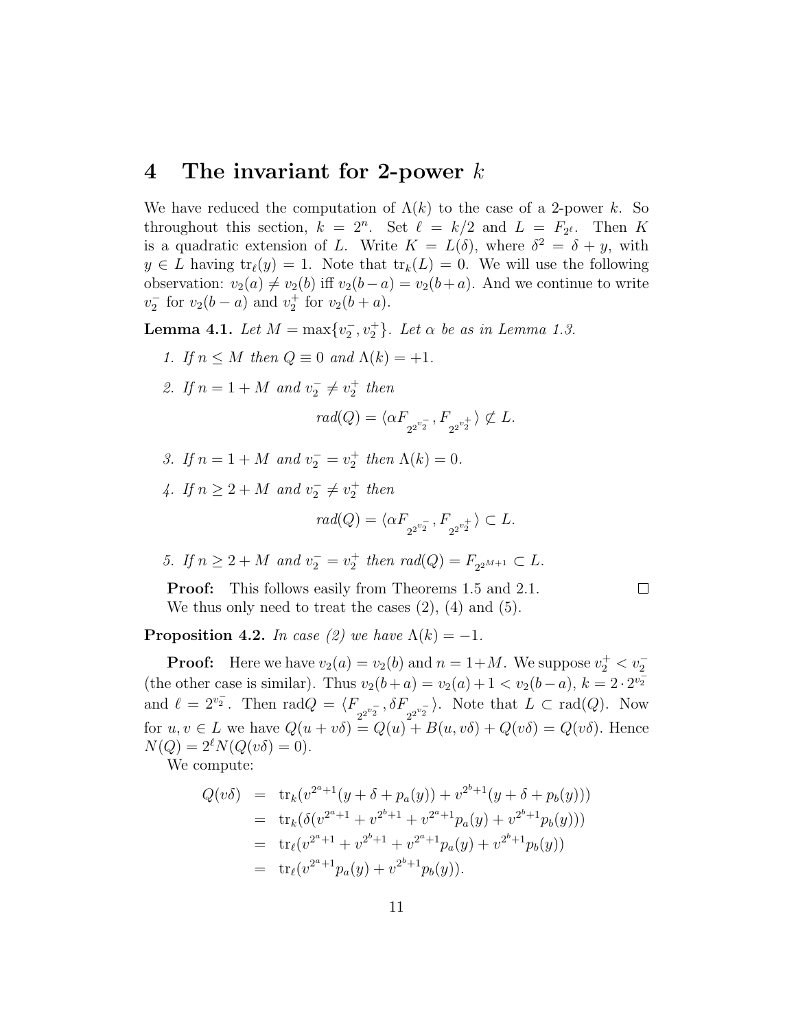# 4 The invariant for 2-power $k$

We have reduced the computation of $\Lambda(k)$ to the case of a 2-power $k$. So throughout this section, $k = 2^n$. Set $\ell = k/2$ and $L = F_{2^\ell}$. Then $K$ is a quadratic extension of $L$. Write $K = L(\delta)$, where $\delta^2 = \delta + y$, with $y \in L$ having $\mathrm{tr}_\ell(y) = 1$. Note that $\mathrm{tr}_k(L) = 0$. We will use the following observation: $v_2(a) \neq v_2(b)$ iff $v_2(b-a) = v_2(b+a)$. And we continue to write $v_2^-$ for $v_2(b-a)$ and $v_2^+$ for $v_2(b+a)$.

**Lemma 4.1.** *Let $M = \max\{v_2^-, v_2^+\}$. Let $\alpha$ be as in Lemma 1.3.*

1. *If $n \leq M$ then $Q \equiv 0$ and $\Lambda(k) = +1$.*
2. *If $n = 1 + M$ and $v_2^- \neq v_2^+$ then*
$$rad(Q) = \langle \alpha F_{2^{2^{v_2^-}}}, F_{2^{2^{v_2^+}}} \rangle \not\subset L.$$
3. *If $n = 1 + M$ and $v_2^- = v_2^+$ then $\Lambda(k) = 0$.*
4. *If $n \geq 2 + M$ and $v_2^- \neq v_2^+$ then*
$$rad(Q) = \langle \alpha F_{2^{2^{v_2^-}}}, F_{2^{2^{v_2^+}}} \rangle \subset L.$$
5. *If $n \geq 2 + M$ and $v_2^- = v_2^+$ then $rad(Q) = F_{2^{2^{M+1}}} \subset L$.*

**Proof:** This follows easily from Theorems 1.5 and 2.1. $\square$

We thus only need to treat the cases (2), (4) and (5).

**Proposition 4.2.** *In case (2) we have $\Lambda(k) = -1$.*

**Proof:** Here we have $v_2(a) = v_2(b)$ and $n = 1+M$. We suppose $v_2^+ < v_2^-$ (the other case is similar). Thus $v_2(b+a) = v_2(a) + 1 < v_2(b-a)$, $k = 2 \cdot 2^{v_2^-}$ and $\ell = 2^{v_2^-}$. Then $\mathrm{rad} Q = \langle F_{2^{2^{v_2^-}}}, \delta F_{2^{2^{v_2^-}}} \rangle$. Note that $L \subset \mathrm{rad}(Q)$. Now for $u, v \in L$ we have $Q(u + v\delta) = Q(u) + B(u, v\delta) + Q(v\delta) = Q(v\delta)$. Hence $N(Q) = 2^\ell N(Q(v\delta) = 0)$.

We compute:

$$\begin{aligned}
Q(v\delta) &= \mathrm{tr}_k(v^{2^a+1}(y + \delta + p_a(y)) + v^{2^b+1}(y + \delta + p_b(y))) \\
&= \mathrm{tr}_k(\delta(v^{2^a+1} + v^{2^b+1} + v^{2^a+1}p_a(y) + v^{2^b+1}p_b(y))) \\
&= \mathrm{tr}_\ell(v^{2^a+1} + v^{2^b+1} + v^{2^a+1}p_a(y) + v^{2^b+1}p_b(y)) \\
&= \mathrm{tr}_\ell(v^{2^a+1}p_a(y) + v^{2^b+1}p_b(y)).
\end{aligned}$$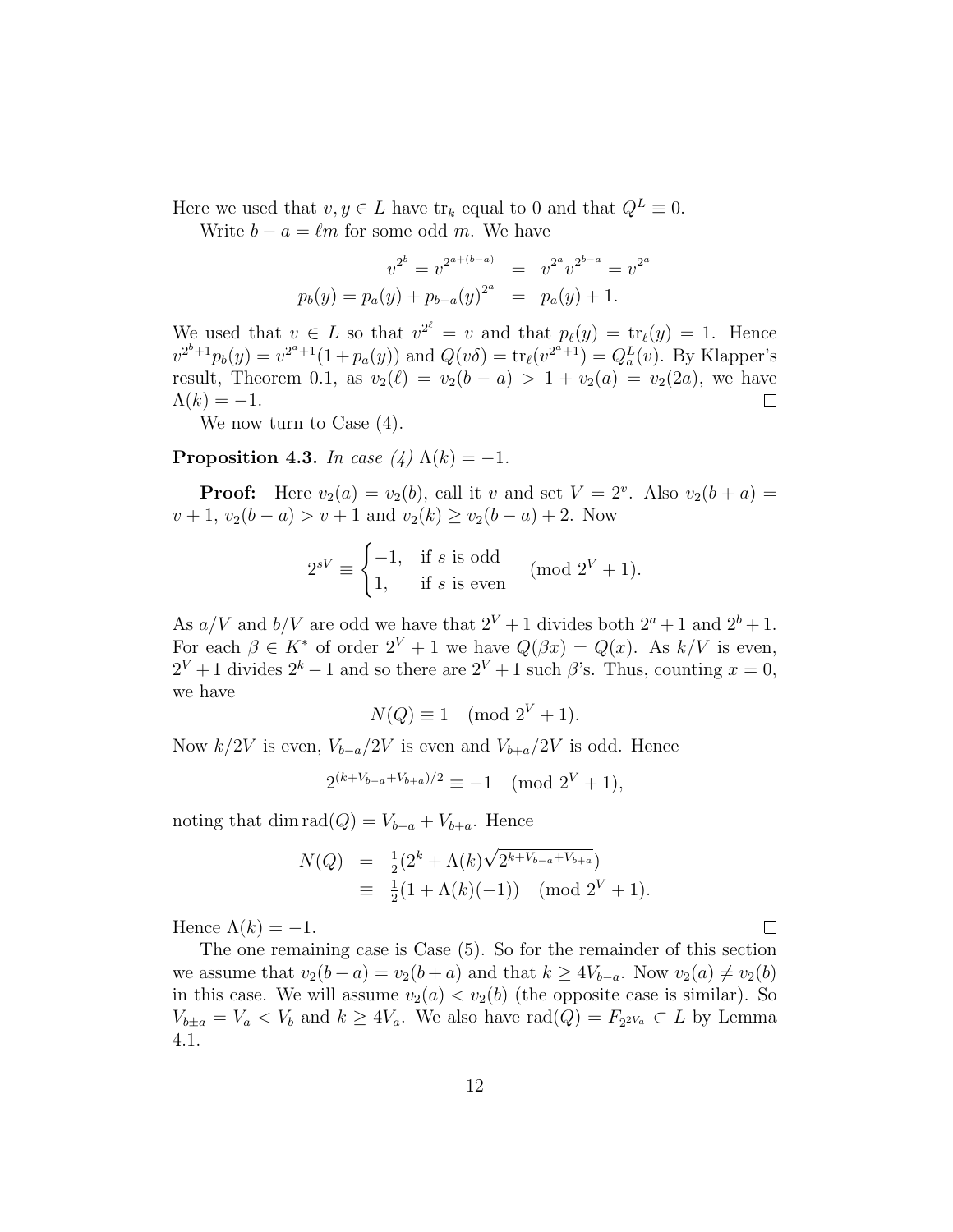Here we used that $v, y \in L$ have $\mathrm{tr}_k$ equal to 0 and that $Q^L \equiv 0$.

Write $b - a = \ell m$ for some odd $m$. We have

$$\begin{aligned} v^{2^b} = v^{2^{a+(b-a)}} &= v^{2^a} v^{2^{b-a}} = v^{2^a} \\ p_b(y) = p_a(y) + p_{b-a}(y)^{2^a} &= p_a(y) + 1. \end{aligned}$$

We used that $v \in L$ so that $v^{2^\ell} = v$ and that $p_\ell(y) = \mathrm{tr}_\ell(y) = 1$. Hence $v^{2^b+1} p_b(y) = v^{2^a+1}(1 + p_a(y))$ and $Q(v\delta) = \mathrm{tr}_\ell(v^{2^a+1}) = Q_a^L(v)$. By Klapper's result, Theorem 0.1, as $v_2(\ell) = v_2(b-a) > 1 + v_2(a) = v_2(2a)$, we have $\Lambda(k) = -1$. $\square$

We now turn to Case (4).

**Proposition 4.3.** *In case (4) $\Lambda(k) = -1$.*

**Proof:** Here $v_2(a) = v_2(b)$, call it $v$ and set $V = 2^v$. Also $v_2(b+a) = v + 1$, $v_2(b-a) > v + 1$ and $v_2(k) \geq v_2(b-a) + 2$. Now

$$2^{sV} \equiv \begin{cases} -1, & \text{if } s \text{ is odd} \\ 1, & \text{if } s \text{ is even} \end{cases} \pmod{2^V + 1}.$$

As $a/V$ and $b/V$ are odd we have that $2^V + 1$ divides both $2^a + 1$ and $2^b + 1$. For each $\beta \in K^*$ of order $2^V + 1$ we have $Q(\beta x) = Q(x)$. As $k/V$ is even, $2^V + 1$ divides $2^k - 1$ and so there are $2^V + 1$ such $\beta$'s. Thus, counting $x = 0$, we have

$$N(Q) \equiv 1 \pmod{2^V + 1}.$$

Now $k/2V$ is even, $V_{b-a}/2V$ is even and $V_{b+a}/2V$ is odd. Hence

$$2^{(k+V_{b-a}+V_{b+a})/2} \equiv -1 \pmod{2^V + 1},$$

noting that $\dim \mathrm{rad}(Q) = V_{b-a} + V_{b+a}$. Hence

$$\begin{aligned} N(Q) &= \tfrac{1}{2}(2^k + \Lambda(k)\sqrt{2^{k+V_{b-a}+V_{b+a}}}) \\ &\equiv \tfrac{1}{2}(1 + \Lambda(k)(-1)) \pmod{2^V + 1}. \end{aligned}$$

Hence $\Lambda(k) = -1$. $\square$

The one remaining case is Case (5). So for the remainder of this section we assume that $v_2(b-a) = v_2(b+a)$ and that $k \geq 4V_{b-a}$. Now $v_2(a) \neq v_2(b)$ in this case. We will assume $v_2(a) < v_2(b)$ (the opposite case is similar). So $V_{b\pm a} = V_a < V_b$ and $k \geq 4V_a$. We also have $\mathrm{rad}(Q) = F_{2^{2V_a}} \subset L$ by Lemma 4.1.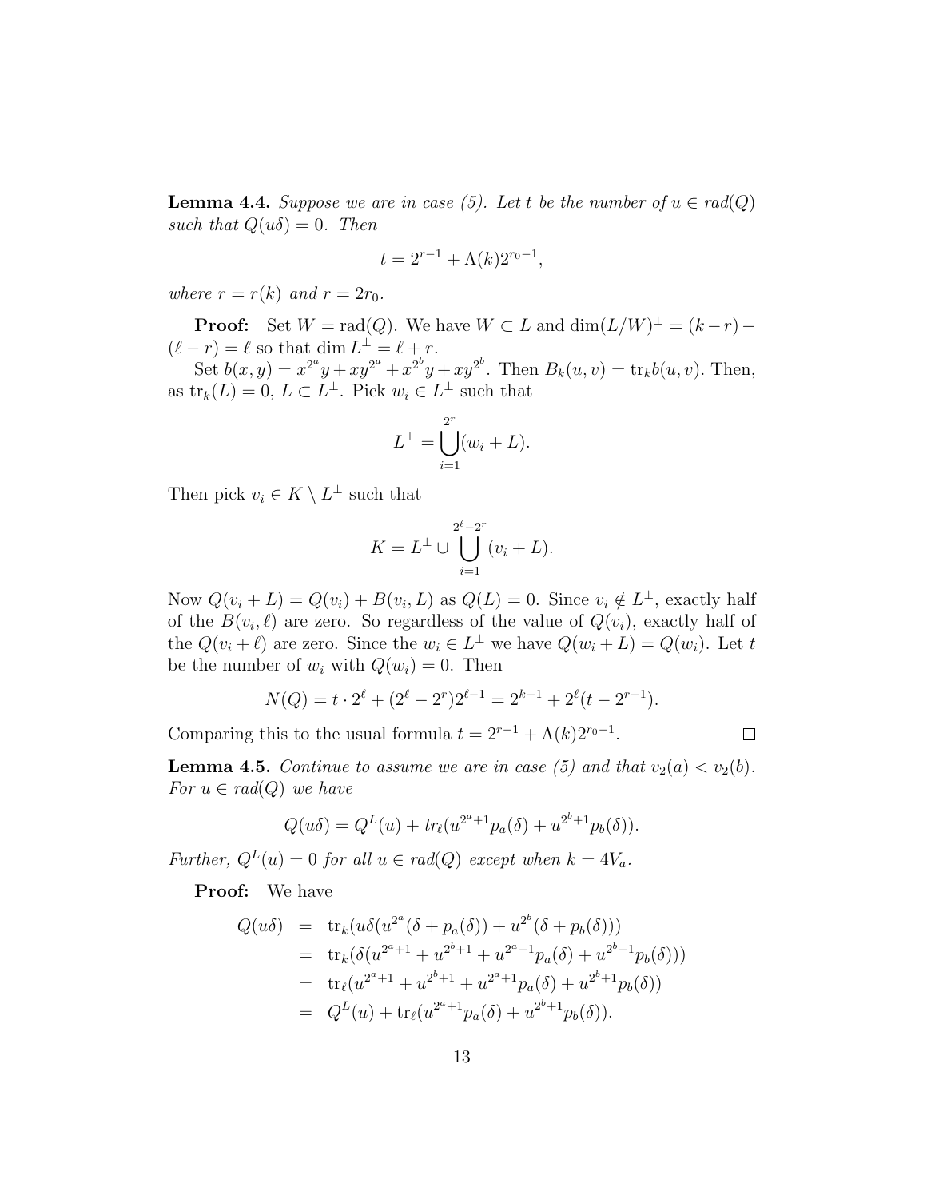**Lemma 4.4.** *Suppose we are in case (5). Let $t$ be the number of $u \in rad(Q)$ such that $Q(u\delta) = 0$. Then*

$$t = 2^{r-1} + \Lambda(k)2^{r_0-1},$$

*where $r = r(k)$ and $r = 2r_0$.*

**Proof:** Set $W = \mathrm{rad}(Q)$. We have $W \subset L$ and $\dim(L/W)^\perp = (k-r) - (\ell - r) = \ell$ so that $\dim L^\perp = \ell + r$.

Set $b(x, y) = x^{2^a}y + xy^{2^a} + x^{2^b}y + xy^{2^b}$. Then $B_k(u, v) = \mathrm{tr}_k b(u, v)$. Then, as $\mathrm{tr}_k(L) = 0$, $L \subset L^\perp$. Pick $w_i \in L^\perp$ such that

$$L^\perp = \bigcup_{i=1}^{2^r}(w_i + L).$$

Then pick $v_i \in K \setminus L^\perp$ such that

$$K = L^\perp \cup \bigcup_{i=1}^{2^\ell - 2^r}(v_i + L).$$

Now $Q(v_i + L) = Q(v_i) + B(v_i, L)$ as $Q(L) = 0$. Since $v_i \notin L^\perp$, exactly half of the $B(v_i, \ell)$ are zero. So regardless of the value of $Q(v_i)$, exactly half of the $Q(v_i + \ell)$ are zero. Since the $w_i \in L^\perp$ we have $Q(w_i + L) = Q(w_i)$. Let $t$ be the number of $w_i$ with $Q(w_i) = 0$. Then

$$N(Q) = t \cdot 2^\ell + (2^\ell - 2^r)2^{\ell-1} = 2^{k-1} + 2^\ell(t - 2^{r-1}).$$

Comparing this to the usual formula $t = 2^{r-1} + \Lambda(k)2^{r_0-1}$. $\square$

**Lemma 4.5.** *Continue to assume we are in case (5) and that $v_2(a) < v_2(b)$. For $u \in rad(Q)$ we have*

$$Q(u\delta) = Q^L(u) + tr_\ell(u^{2^a+1}p_a(\delta) + u^{2^b+1}p_b(\delta)).$$

*Further, $Q^L(u) = 0$ for all $u \in rad(Q)$ except when $k = 4V_a$.*

**Proof:** We have

$$\begin{aligned}
Q(u\delta) &= \mathrm{tr}_k(u\delta(u^{2^a}(\delta + p_a(\delta)) + u^{2^b}(\delta + p_b(\delta))) \\
&= \mathrm{tr}_k(\delta(u^{2^a+1} + u^{2^b+1} + u^{2^a+1}p_a(\delta) + u^{2^b+1}p_b(\delta))) \\
&= \mathrm{tr}_\ell(u^{2^a+1} + u^{2^b+1} + u^{2^a+1}p_a(\delta) + u^{2^b+1}p_b(\delta)) \\
&= Q^L(u) + \mathrm{tr}_\ell(u^{2^a+1}p_a(\delta) + u^{2^b+1}p_b(\delta)).
\end{aligned}$$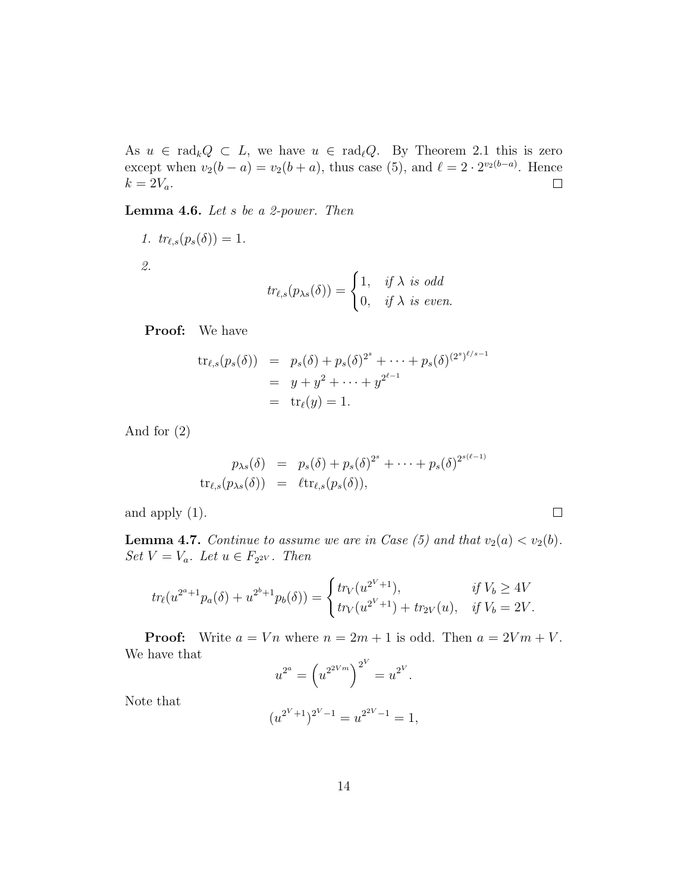As $u \in \mathrm{rad}_k Q \subset L$, we have $u \in \mathrm{rad}_\ell Q$. By Theorem 2.1 this is zero except when $v_2(b-a) = v_2(b+a)$, thus case (5), and $\ell = 2 \cdot 2^{v_2(b-a)}$. Hence $k = 2V_a$. □

**Lemma 4.6.** *Let $s$ be a 2-power. Then*

1. $tr_{\ell,s}(p_s(\delta)) = 1$.
2. 
$$tr_{\ell,s}(p_{\lambda s}(\delta)) = \begin{cases} 1, & \text{if } \lambda \text{ is odd} \\ 0, & \text{if } \lambda \text{ is even.} \end{cases}$$

**Proof:** We have

$$\begin{aligned} \mathrm{tr}_{\ell,s}(p_s(\delta)) &= p_s(\delta) + p_s(\delta)^{2^s} + \cdots + p_s(\delta)^{(2^s)^{\ell/s-1}} \\ &= y + y^2 + \cdots + y^{2^{\ell-1}} \\ &= \mathrm{tr}_\ell(y) = 1. \end{aligned}$$

And for (2)

$$\begin{aligned} p_{\lambda s}(\delta) &= p_s(\delta) + p_s(\delta)^{2^s} + \cdots + p_s(\delta)^{2^{s(\ell-1)}} \\ \mathrm{tr}_{\ell,s}(p_{\lambda s}(\delta)) &= \ell \mathrm{tr}_{\ell,s}(p_s(\delta)), \end{aligned}$$

and apply (1). □

**Lemma 4.7.** *Continue to assume we are in Case (5) and that $v_2(a) < v_2(b)$. Set $V = V_a$. Let $u \in F_{2^{2V}}$. Then*

$$tr_\ell(u^{2^a+1}p_a(\delta) + u^{2^b+1}p_b(\delta)) = \begin{cases} tr_V(u^{2^V+1}), & \text{if } V_b \geq 4V \\ tr_V(u^{2^V+1}) + tr_{2V}(u), & \text{if } V_b = 2V. \end{cases}$$

**Proof:** Write $a = Vn$ where $n = 2m+1$ is odd. Then $a = 2Vm + V$. We have that

$$u^{2^a} = \left(u^{2^{2Vm}}\right)^{2^V} = u^{2^V}.$$

Note that

$$(u^{2^V+1})^{2^V-1} = u^{2^{2V}-1} = 1,$$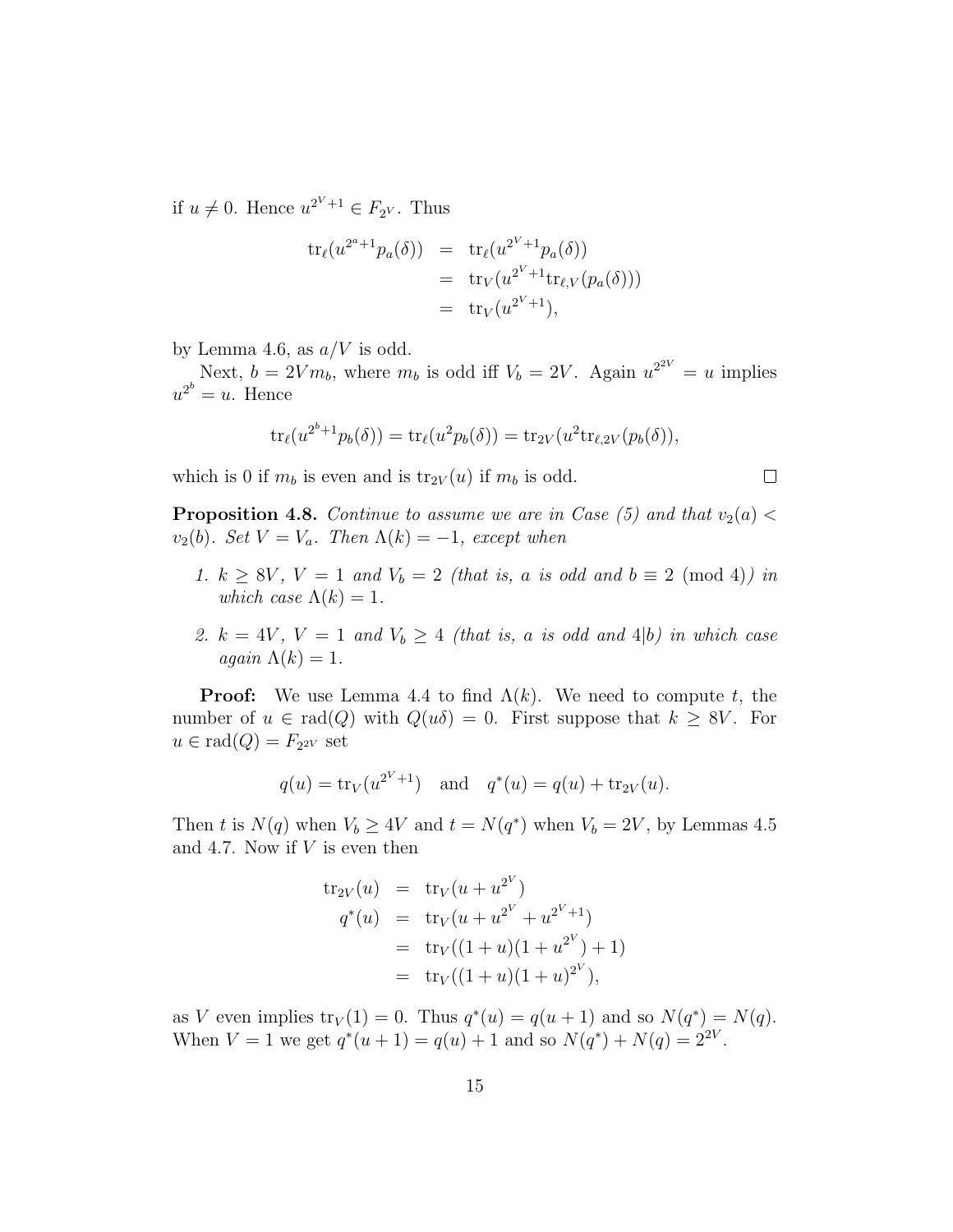if $u \neq 0$. Hence $u^{2^V+1} \in F_{2^V}$. Thus

$$
\begin{aligned}
\operatorname{tr}_\ell(u^{2^a+1}p_a(\delta)) &= \operatorname{tr}_\ell(u^{2^V+1}p_a(\delta)) \\
&= \operatorname{tr}_V(u^{2^V+1}\operatorname{tr}_{\ell,V}(p_a(\delta))) \\
&= \operatorname{tr}_V(u^{2^V+1}),
\end{aligned}
$$

by Lemma 4.6, as $a/V$ is odd.

Next, $b = 2Vm_b$, where $m_b$ is odd iff $V_b = 2V$. Again $u^{2^{2V}} = u$ implies $u^{2^b} = u$. Hence

$$
\operatorname{tr}_\ell(u^{2^b+1}p_b(\delta)) = \operatorname{tr}_\ell(u^2p_b(\delta)) = \operatorname{tr}_{2V}(u^2\operatorname{tr}_{\ell,2V}(p_b(\delta)),
$$

which is 0 if $m_b$ is even and is $\operatorname{tr}_{2V}(u)$ if $m_b$ is odd. □

**Proposition 4.8.** *Continue to assume we are in Case (5) and that $v_2(a) < v_2(b)$. Set $V = V_a$. Then $\Lambda(k) = -1$, except when*

1. *$k \geq 8V$, $V = 1$ and $V_b = 2$ (that is, $a$ is odd and $b \equiv 2 \pmod 4$) in which case $\Lambda(k) = 1$.*
2. *$k = 4V$, $V = 1$ and $V_b \geq 4$ (that is, $a$ is odd and $4|b$) in which case again $\Lambda(k) = 1$.*

**Proof:** We use Lemma 4.4 to find $\Lambda(k)$. We need to compute $t$, the number of $u \in \operatorname{rad}(Q)$ with $Q(u\delta) = 0$. First suppose that $k \geq 8V$. For $u \in \operatorname{rad}(Q) = F_{2^{2V}}$ set

$$
q(u) = \operatorname{tr}_V(u^{2^V+1}) \quad \text{and} \quad q^*(u) = q(u) + \operatorname{tr}_{2V}(u).
$$

Then $t$ is $N(q)$ when $V_b \geq 4V$ and $t = N(q^*)$ when $V_b = 2V$, by Lemmas 4.5 and 4.7. Now if $V$ is even then

$$
\begin{aligned}
\operatorname{tr}_{2V}(u) &= \operatorname{tr}_V(u + u^{2^V}) \\
q^*(u) &= \operatorname{tr}_V(u + u^{2^V} + u^{2^V+1}) \\
&= \operatorname{tr}_V((1+u)(1+u^{2^V}) + 1) \\
&= \operatorname{tr}_V((1+u)(1+u)^{2^V}),
\end{aligned}
$$

as $V$ even implies $\operatorname{tr}_V(1) = 0$. Thus $q^*(u) = q(u+1)$ and so $N(q^*) = N(q)$. When $V = 1$ we get $q^*(u+1) = q(u) + 1$ and so $N(q^*) + N(q) = 2^{2V}$.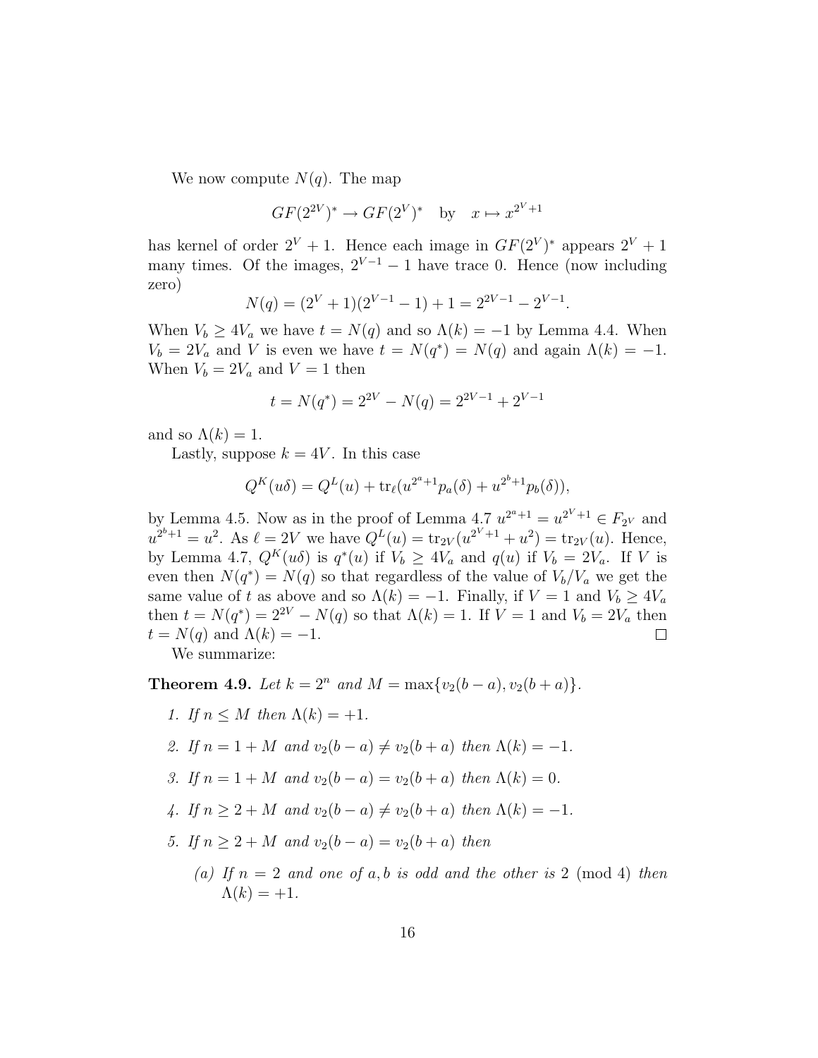We now compute $N(q)$. The map

$$GF(2^{2V})^* \to GF(2^V)^* \quad \text{by} \quad x \mapsto x^{2^V+1}$$

has kernel of order $2^V + 1$. Hence each image in $GF(2^V)^*$ appears $2^V + 1$ many times. Of the images, $2^{V-1} - 1$ have trace 0. Hence (now including zero)

$$N(q) = (2^V + 1)(2^{V-1} - 1) + 1 = 2^{2V-1} - 2^{V-1}.$$

When $V_b \geq 4V_a$ we have $t = N(q)$ and so $\Lambda(k) = -1$ by Lemma 4.4. When $V_b = 2V_a$ and $V$ is even we have $t = N(q^*) = N(q)$ and again $\Lambda(k) = -1$. When $V_b = 2V_a$ and $V = 1$ then

$$t = N(q^*) = 2^{2V} - N(q) = 2^{2V-1} + 2^{V-1}$$

and so $\Lambda(k) = 1$.

Lastly, suppose $k = 4V$. In this case

$$Q^K(u\delta) = Q^L(u) + \mathrm{tr}_\ell(u^{2^a+1}p_a(\delta) + u^{2^b+1}p_b(\delta)),$$

by Lemma 4.5. Now as in the proof of Lemma 4.7 $u^{2^a+1} = u^{2^V+1} \in F_{2^V}$ and $u^{2^b+1} = u^2$. As $\ell = 2V$ we have $Q^L(u) = \mathrm{tr}_{2V}(u^{2^V+1} + u^2) = \mathrm{tr}_{2V}(u)$. Hence, by Lemma 4.7, $Q^K(u\delta)$ is $q^*(u)$ if $V_b \geq 4V_a$ and $q(u)$ if $V_b = 2V_a$. If $V$ is even then $N(q^*) = N(q)$ so that regardless of the value of $V_b/V_a$ we get the same value of $t$ as above and so $\Lambda(k) = -1$. Finally, if $V = 1$ and $V_b \geq 4V_a$ then $t = N(q^*) = 2^{2V} - N(q)$ so that $\Lambda(k) = 1$. If $V = 1$ and $V_b = 2V_a$ then $t = N(q)$ and $\Lambda(k) = -1$. $\square$

We summarize:

**Theorem 4.9.** *Let $k = 2^n$ and $M = \max\{v_2(b-a), v_2(b+a)\}$.*

1. *If $n \leq M$ then $\Lambda(k) = +1$.*
2. *If $n = 1 + M$ and $v_2(b-a) \neq v_2(b+a)$ then $\Lambda(k) = -1$.*
3. *If $n = 1 + M$ and $v_2(b-a) = v_2(b+a)$ then $\Lambda(k) = 0$.*
4. *If $n \geq 2 + M$ and $v_2(b-a) \neq v_2(b+a)$ then $\Lambda(k) = -1$.*
5. *If $n \geq 2 + M$ and $v_2(b-a) = v_2(b+a)$ then*
   - (a) *If $n = 2$ and one of $a, b$ is odd and the other is $2 \pmod 4$ then $\Lambda(k) = +1$.*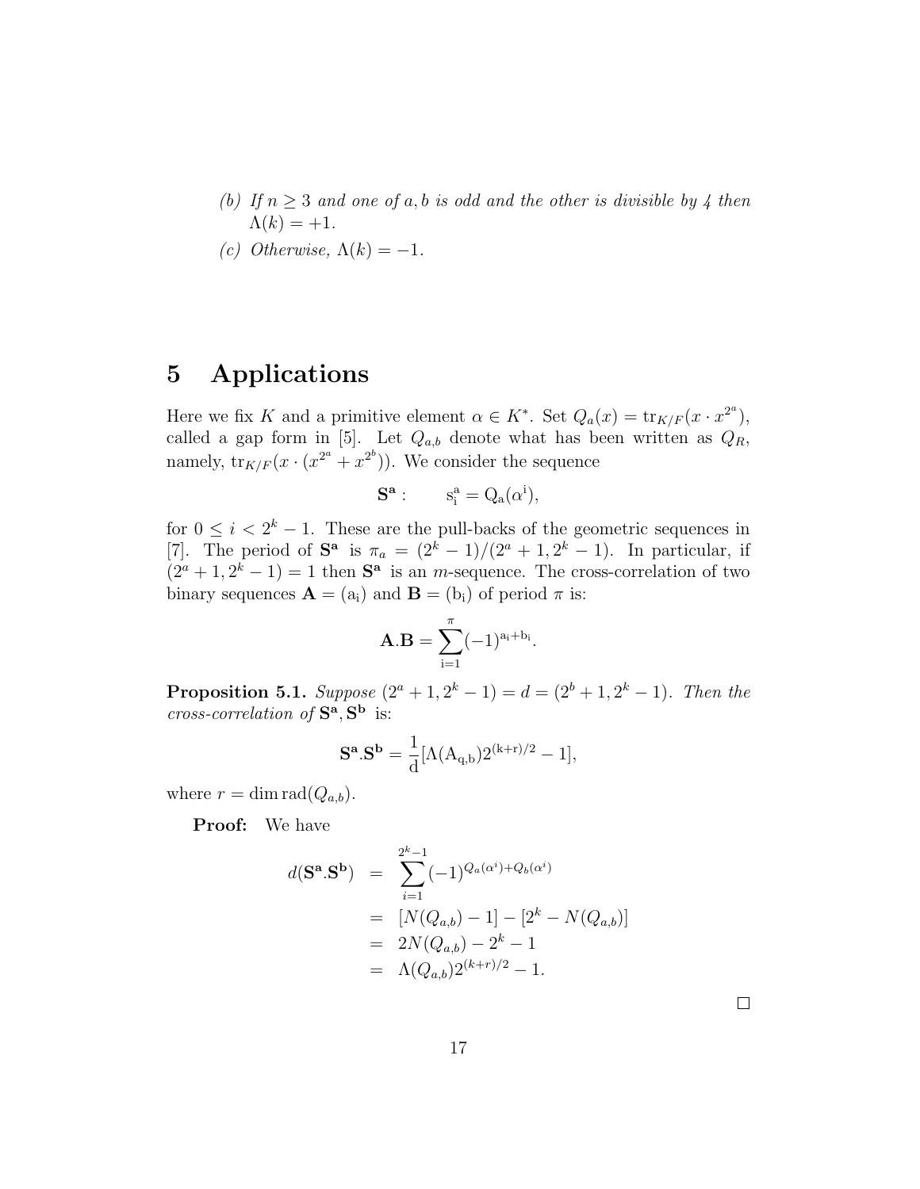(b) *If $n \geq 3$ and one of $a, b$ is odd and the other is divisible by 4 then* $\Lambda(k) = +1$.

(c) *Otherwise,* $\Lambda(k) = -1$.

# 5 Applications

Here we fix $K$ and a primitive element $\alpha \in K^*$. Set $Q_a(x) = \mathrm{tr}_{K/F}(x \cdot x^{2^a})$, called a gap form in [5]. Let $Q_{a,b}$ denote what has been written as $Q_R$, namely, $\mathrm{tr}_{K/F}(x \cdot (x^{2^a} + x^{2^b}))$. We consider the sequence

$$\mathbf{S^a}: \qquad \mathrm{s^a_i} = \mathrm{Q_a}(\alpha^{\mathrm{i}}),$$

for $0 \leq i < 2^k - 1$. These are the pull-backs of the geometric sequences in [7]. The period of $\mathbf{S^a}$ is $\pi_a = (2^k - 1)/(2^a + 1, 2^k - 1)$. In particular, if $(2^a + 1, 2^k - 1) = 1$ then $\mathbf{S^a}$ is an $m$-sequence. The cross-correlation of two binary sequences $\mathbf{A} = (\mathrm{a_i})$ and $\mathbf{B} = (\mathrm{b_i})$ of period $\pi$ is:

$$\mathbf{A}.\mathbf{B} = \sum_{\mathrm{i}=1}^{\pi} (-1)^{\mathrm{a_i} + \mathrm{b_i}}.$$

**Proposition 5.1.** *Suppose* $(2^a + 1, 2^k - 1) = d = (2^b + 1, 2^k - 1)$. *Then the cross-correlation of* $\mathbf{S^a}, \mathbf{S^b}$ *is:*

$$\mathbf{S^a}.\mathbf{S^b} = \frac{1}{\mathrm{d}}[\Lambda(\mathrm{A_{q,b}})2^{(\mathrm{k+r})/2} - 1],$$

where $r = \dim \mathrm{rad}(Q_{a,b})$.

**Proof:** We have

$$\begin{aligned}
d(\mathbf{S^a}.\mathbf{S^b}) &= \sum_{i=1}^{2^k-1} (-1)^{Q_a(\alpha^i) + Q_b(\alpha^i)} \\
&= [N(Q_{a,b}) - 1] - [2^k - N(Q_{a,b})] \\
&= 2N(Q_{a,b}) - 2^k - 1 \\
&= \Lambda(Q_{a,b}) 2^{(k+r)/2} - 1.
\end{aligned}$$

□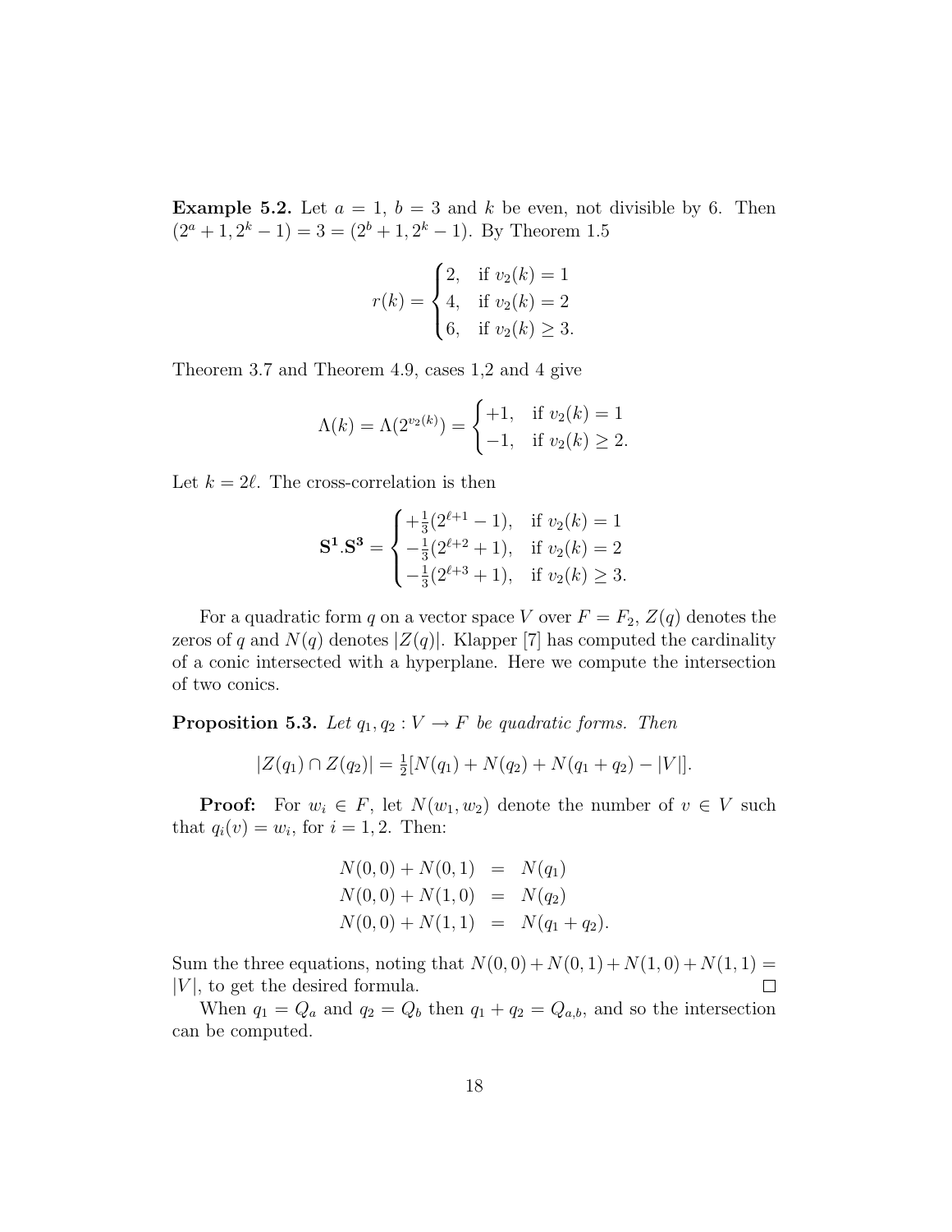**Example 5.2.** Let $a = 1$, $b = 3$ and $k$ be even, not divisible by 6. Then $(2^a + 1, 2^k - 1) = 3 = (2^b + 1, 2^k - 1)$. By Theorem 1.5

$$r(k) = \begin{cases} 2, & \text{if } v_2(k) = 1 \\ 4, & \text{if } v_2(k) = 2 \\ 6, & \text{if } v_2(k) \geq 3. \end{cases}$$

Theorem 3.7 and Theorem 4.9, cases 1,2 and 4 give

$$\Lambda(k) = \Lambda(2^{v_2(k)}) = \begin{cases} +1, & \text{if } v_2(k) = 1 \\ -1, & \text{if } v_2(k) \geq 2. \end{cases}$$

Let $k = 2\ell$. The cross-correlation is then

$$\mathbf{S^1}.\mathbf{S^3} = \begin{cases} +\frac{1}{3}(2^{\ell+1} - 1), & \text{if } v_2(k) = 1 \\ -\frac{1}{3}(2^{\ell+2} + 1), & \text{if } v_2(k) = 2 \\ -\frac{1}{3}(2^{\ell+3} + 1), & \text{if } v_2(k) \geq 3. \end{cases}$$

For a quadratic form $q$ on a vector space $V$ over $F = F_2$, $Z(q)$ denotes the zeros of $q$ and $N(q)$ denotes $|Z(q)|$. Klapper [7] has computed the cardinality of a conic intersected with a hyperplane. Here we compute the intersection of two conics.

**Proposition 5.3.** *Let $q_1, q_2 : V \to F$ be quadratic forms. Then*

$$|Z(q_1) \cap Z(q_2)| = \tfrac{1}{2}[N(q_1) + N(q_2) + N(q_1 + q_2) - |V|].$$

**Proof:** For $w_i \in F$, let $N(w_1, w_2)$ denote the number of $v \in V$ such that $q_i(v) = w_i$, for $i = 1, 2$. Then:

$$\begin{aligned} N(0,0) + N(0,1) &= N(q_1) \\ N(0,0) + N(1,0) &= N(q_2) \\ N(0,0) + N(1,1) &= N(q_1 + q_2). \end{aligned}$$

Sum the three equations, noting that $N(0,0) + N(0,1) + N(1,0) + N(1,1) = |V|$, to get the desired formula. □

When $q_1 = Q_a$ and $q_2 = Q_b$ then $q_1 + q_2 = Q_{a,b}$, and so the intersection can be computed.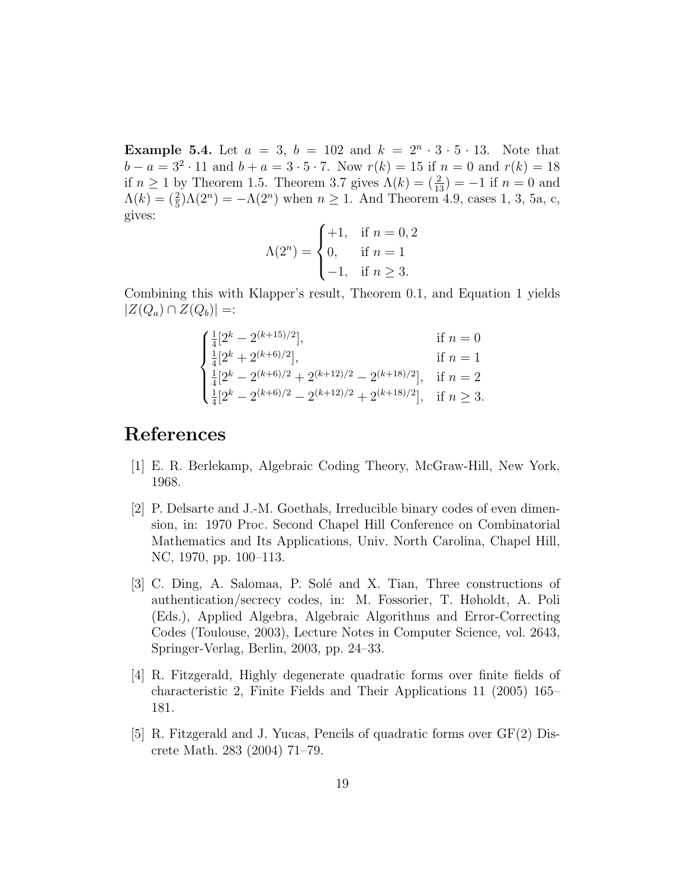**Example 5.4.** Let $a = 3$, $b = 102$ and $k = 2^n \cdot 3 \cdot 5 \cdot 13$. Note that $b - a = 3^2 \cdot 11$ and $b + a = 3 \cdot 5 \cdot 7$. Now $r(k) = 15$ if $n = 0$ and $r(k) = 18$ if $n \geq 1$ by Theorem 1.5. Theorem 3.7 gives $\Lambda(k) = (\frac{2}{13}) = -1$ if $n = 0$ and $\Lambda(k) = (\frac{2}{5})\Lambda(2^n) = -\Lambda(2^n)$ when $n \geq 1$. And Theorem 4.9, cases 1, 3, 5a, c, gives:

$$\Lambda(2^n) = \begin{cases} +1, & \text{if } n = 0, 2 \\ 0, & \text{if } n = 1 \\ -1, & \text{if } n \geq 3. \end{cases}$$

Combining this with Klapper's result, Theorem 0.1, and Equation 1 yields $|Z(Q_a) \cap Z(Q_b)| =$:

$$\begin{cases} \frac{1}{4}[2^k - 2^{(k+15)/2}], & \text{if } n = 0 \\ \frac{1}{4}[2^k + 2^{(k+6)/2}], & \text{if } n = 1 \\ \frac{1}{4}[2^k - 2^{(k+6)/2} + 2^{(k+12)/2} - 2^{(k+18)/2}], & \text{if } n = 2 \\ \frac{1}{4}[2^k - 2^{(k+6)/2} - 2^{(k+12)/2} + 2^{(k+18)/2}], & \text{if } n \geq 3. \end{cases}$$

# References

[1] E. R. Berlekamp, Algebraic Coding Theory, McGraw-Hill, New York, 1968.

[2] P. Delsarte and J.-M. Goethals, Irreducible binary codes of even dimension, in: 1970 Proc. Second Chapel Hill Conference on Combinatorial Mathematics and Its Applications, Univ. North Carolina, Chapel Hill, NC, 1970, pp. 100–113.

[3] C. Ding, A. Salomaa, P. Solé and X. Tian, Three constructions of authentication/secrecy codes, in: M. Fossorier, T. Høholdt, A. Poli (Eds.), Applied Algebra, Algebraic Algorithms and Error-Correcting Codes (Toulouse, 2003), Lecture Notes in Computer Science, vol. 2643, Springer-Verlag, Berlin, 2003, pp. 24–33.

[4] R. Fitzgerald, Highly degenerate quadratic forms over finite fields of characteristic 2, Finite Fields and Their Applications 11 (2005) 165–181.

[5] R. Fitzgerald and J. Yucas, Pencils of quadratic forms over GF(2) Discrete Math. 283 (2004) 71–79.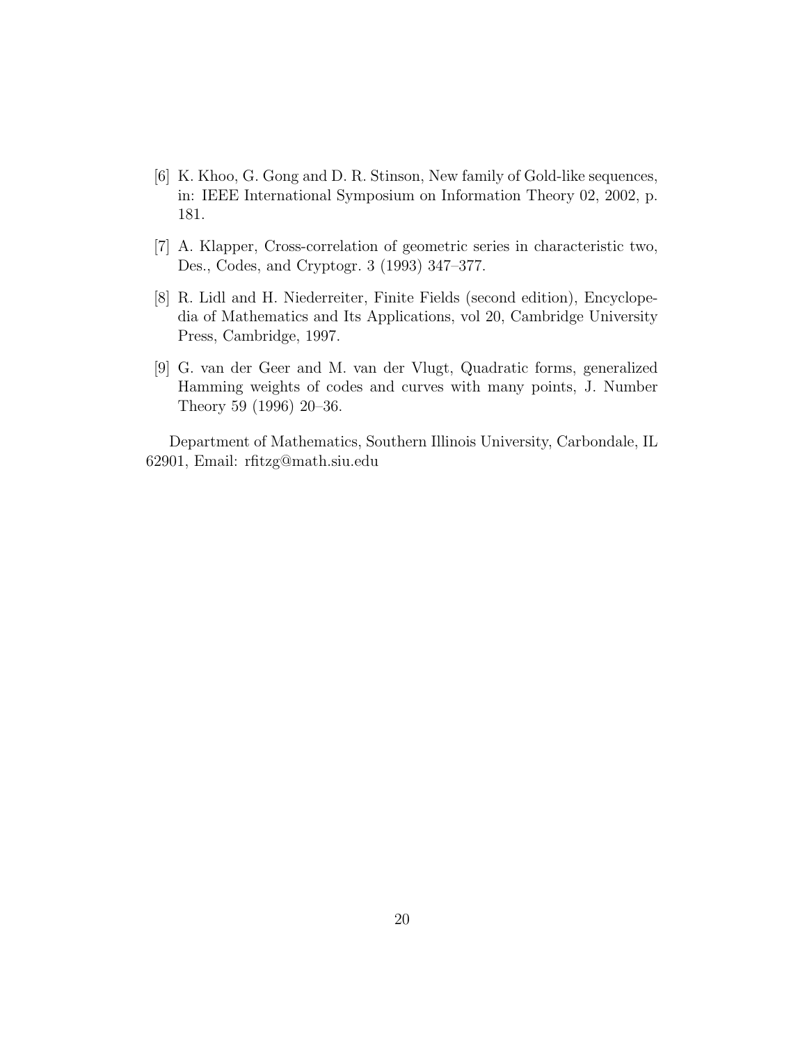[6] K. Khoo, G. Gong and D. R. Stinson, New family of Gold-like sequences, in: IEEE International Symposium on Information Theory 02, 2002, p. 181.

[7] A. Klapper, Cross-correlation of geometric series in characteristic two, Des., Codes, and Cryptogr. 3 (1993) 347–377.

[8] R. Lidl and H. Niederreiter, Finite Fields (second edition), Encyclopedia of Mathematics and Its Applications, vol 20, Cambridge University Press, Cambridge, 1997.

[9] G. van der Geer and M. van der Vlugt, Quadratic forms, generalized Hamming weights of codes and curves with many points, J. Number Theory 59 (1996) 20–36.

Department of Mathematics, Southern Illinois University, Carbondale, IL 62901, Email: rfitzg@math.siu.edu